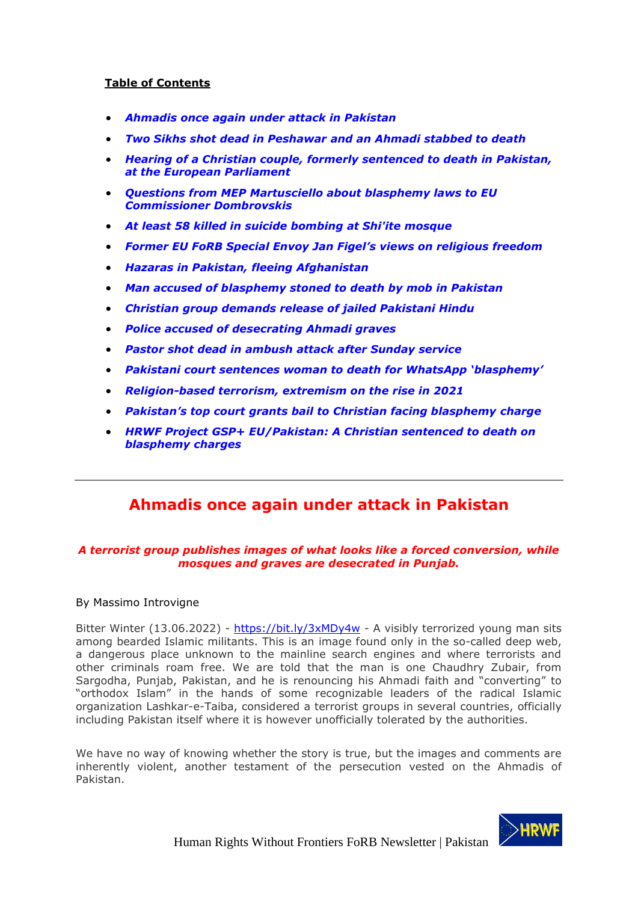**Table of Contents**

- ***Ahmadis once again under attack in Pakistan***
- ***Two Sikhs shot dead in Peshawar and an Ahmadi stabbed to death***
- ***Hearing of a Christian couple, formerly sentenced to death in Pakistan, at the European Parliament***
- ***Questions from MEP Martusciello about blasphemy laws to EU Commissioner Dombrovskis***
- ***At least 58 killed in suicide bombing at Shi'ite mosque***
- ***Former EU FoRB Special Envoy Jan Figel's views on religious freedom***
- ***Hazaras in Pakistan, fleeing Afghanistan***
- ***Man accused of blasphemy stoned to death by mob in Pakistan***
- ***Christian group demands release of jailed Pakistani Hindu***
- ***Police accused of desecrating Ahmadi graves***
- ***Pastor shot dead in ambush attack after Sunday service***
- ***Pakistani court sentences woman to death for WhatsApp 'blasphemy'***
- ***Religion-based terrorism, extremism on the rise in 2021***
- ***Pakistan's top court grants bail to Christian facing blasphemy charge***
- ***HRWF Project GSP+ EU/Pakistan: A Christian sentenced to death on blasphemy charges***

---

# Ahmadis once again under attack in Pakistan

***A terrorist group publishes images of what looks like a forced conversion, while mosques and graves are desecrated in Punjab.***

By Massimo Introvigne

Bitter Winter (13.06.2022) - https://bit.ly/3xMDy4w - A visibly terrorized young man sits among bearded Islamic militants. This is an image found only in the so-called deep web, a dangerous place unknown to the mainline search engines and where terrorists and other criminals roam free. We are told that the man is one Chaudhry Zubair, from Sargodha, Punjab, Pakistan, and he is renouncing his Ahmadi faith and "converting" to "orthodox Islam" in the hands of some recognizable leaders of the radical Islamic organization Lashkar-e-Taiba, considered a terrorist groups in several countries, officially including Pakistan itself where it is however unofficially tolerated by the authorities.

We have no way of knowing whether the story is true, but the images and comments are inherently violent, another testament of the persecution vested on the Ahmadis of Pakistan.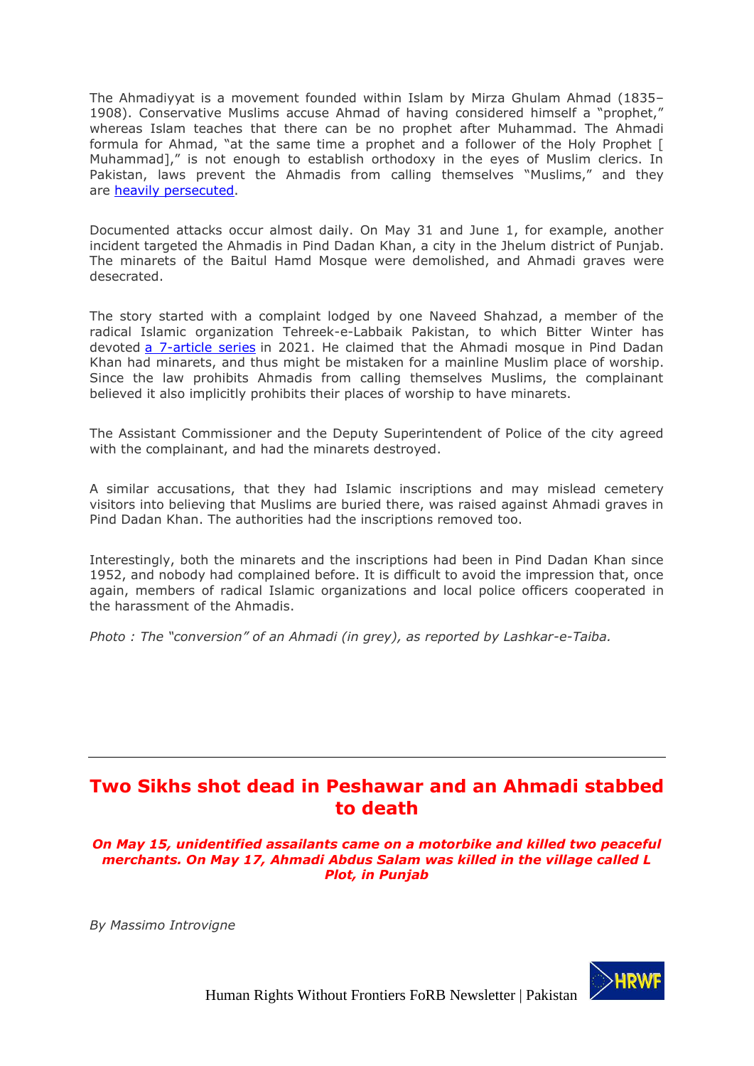The Ahmadiyyat is a movement founded within Islam by Mirza Ghulam Ahmad (1835–1908). Conservative Muslims accuse Ahmad of having considered himself a "prophet," whereas Islam teaches that there can be no prophet after Muhammad. The Ahmadi formula for Ahmad, "at the same time a prophet and a follower of the Holy Prophet [ Muhammad]," is not enough to establish orthodoxy in the eyes of Muslim clerics. In Pakistan, laws prevent the Ahmadis from calling themselves "Muslims," and they are heavily persecuted.

Documented attacks occur almost daily. On May 31 and June 1, for example, another incident targeted the Ahmadis in Pind Dadan Khan, a city in the Jhelum district of Punjab. The minarets of the Baitul Hamd Mosque were demolished, and Ahmadi graves were desecrated.

The story started with a complaint lodged by one Naveed Shahzad, a member of the radical Islamic organization Tehreek-e-Labbaik Pakistan, to which Bitter Winter has devoted a 7-article series in 2021. He claimed that the Ahmadi mosque in Pind Dadan Khan had minarets, and thus might be mistaken for a mainline Muslim place of worship. Since the law prohibits Ahmadis from calling themselves Muslims, the complainant believed it also implicitly prohibits their places of worship to have minarets.

The Assistant Commissioner and the Deputy Superintendent of Police of the city agreed with the complainant, and had the minarets destroyed.

A similar accusations, that they had Islamic inscriptions and may mislead cemetery visitors into believing that Muslims are buried there, was raised against Ahmadi graves in Pind Dadan Khan. The authorities had the inscriptions removed too.

Interestingly, both the minarets and the inscriptions had been in Pind Dadan Khan since 1952, and nobody had complained before. It is difficult to avoid the impression that, once again, members of radical Islamic organizations and local police officers cooperated in the harassment of the Ahmadis.

*Photo : The "conversion" of an Ahmadi (in grey), as reported by Lashkar-e-Taiba.*

---

## Two Sikhs shot dead in Peshawar and an Ahmadi stabbed to death

***On May 15, unidentified assailants came on a motorbike and killed two peaceful merchants. On May 17, Ahmadi Abdus Salam was killed in the village called L Plot, in Punjab***

*By Massimo Introvigne*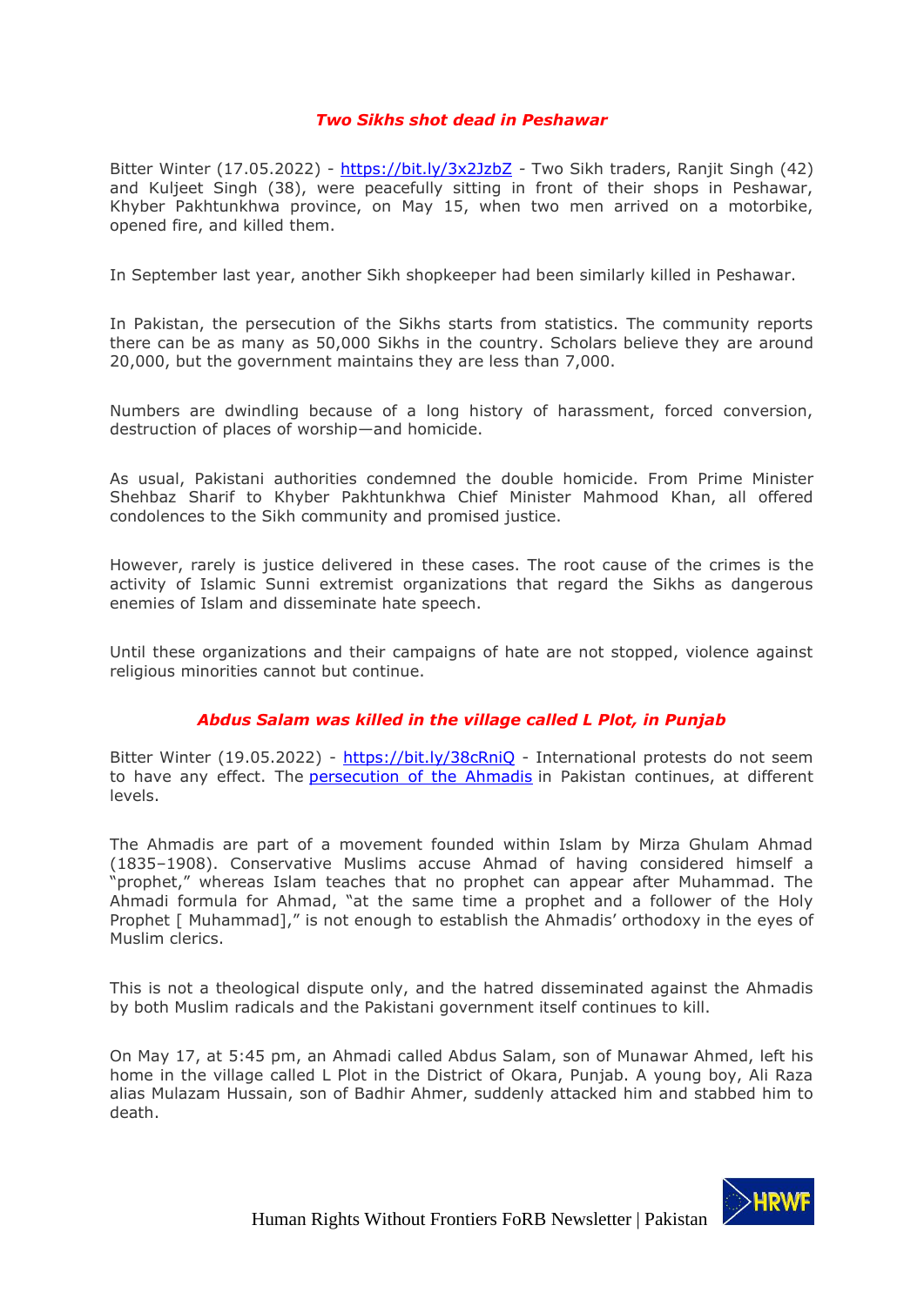### *Two Sikhs shot dead in Peshawar*

Bitter Winter (17.05.2022) - [https://bit.ly/3x2JzbZ](https://bit.ly/3x2JzbZ) - Two Sikh traders, Ranjit Singh (42) and Kuljeet Singh (38), were peacefully sitting in front of their shops in Peshawar, Khyber Pakhtunkhwa province, on May 15, when two men arrived on a motorbike, opened fire, and killed them.

In September last year, another Sikh shopkeeper had been similarly killed in Peshawar.

In Pakistan, the persecution of the Sikhs starts from statistics. The community reports there can be as many as 50,000 Sikhs in the country. Scholars believe they are around 20,000, but the government maintains they are less than 7,000.

Numbers are dwindling because of a long history of harassment, forced conversion, destruction of places of worship—and homicide.

As usual, Pakistani authorities condemned the double homicide. From Prime Minister Shehbaz Sharif to Khyber Pakhtunkhwa Chief Minister Mahmood Khan, all offered condolences to the Sikh community and promised justice.

However, rarely is justice delivered in these cases. The root cause of the crimes is the activity of Islamic Sunni extremist organizations that regard the Sikhs as dangerous enemies of Islam and disseminate hate speech.

Until these organizations and their campaigns of hate are not stopped, violence against religious minorities cannot but continue.

### *Abdus Salam was killed in the village called L Plot, in Punjab*

Bitter Winter (19.05.2022) - [https://bit.ly/38cRniQ](https://bit.ly/38cRniQ) - International protests do not seem to have any effect. The persecution of the Ahmadis in Pakistan continues, at different levels.

The Ahmadis are part of a movement founded within Islam by Mirza Ghulam Ahmad (1835–1908). Conservative Muslims accuse Ahmad of having considered himself a "prophet," whereas Islam teaches that no prophet can appear after Muhammad. The Ahmadi formula for Ahmad, "at the same time a prophet and a follower of the Holy Prophet [ Muhammad]," is not enough to establish the Ahmadis' orthodoxy in the eyes of Muslim clerics.

This is not a theological dispute only, and the hatred disseminated against the Ahmadis by both Muslim radicals and the Pakistani government itself continues to kill.

On May 17, at 5:45 pm, an Ahmadi called Abdus Salam, son of Munawar Ahmed, left his home in the village called L Plot in the District of Okara, Punjab. A young boy, Ali Raza alias Mulazam Hussain, son of Badhir Ahmer, suddenly attacked him and stabbed him to death.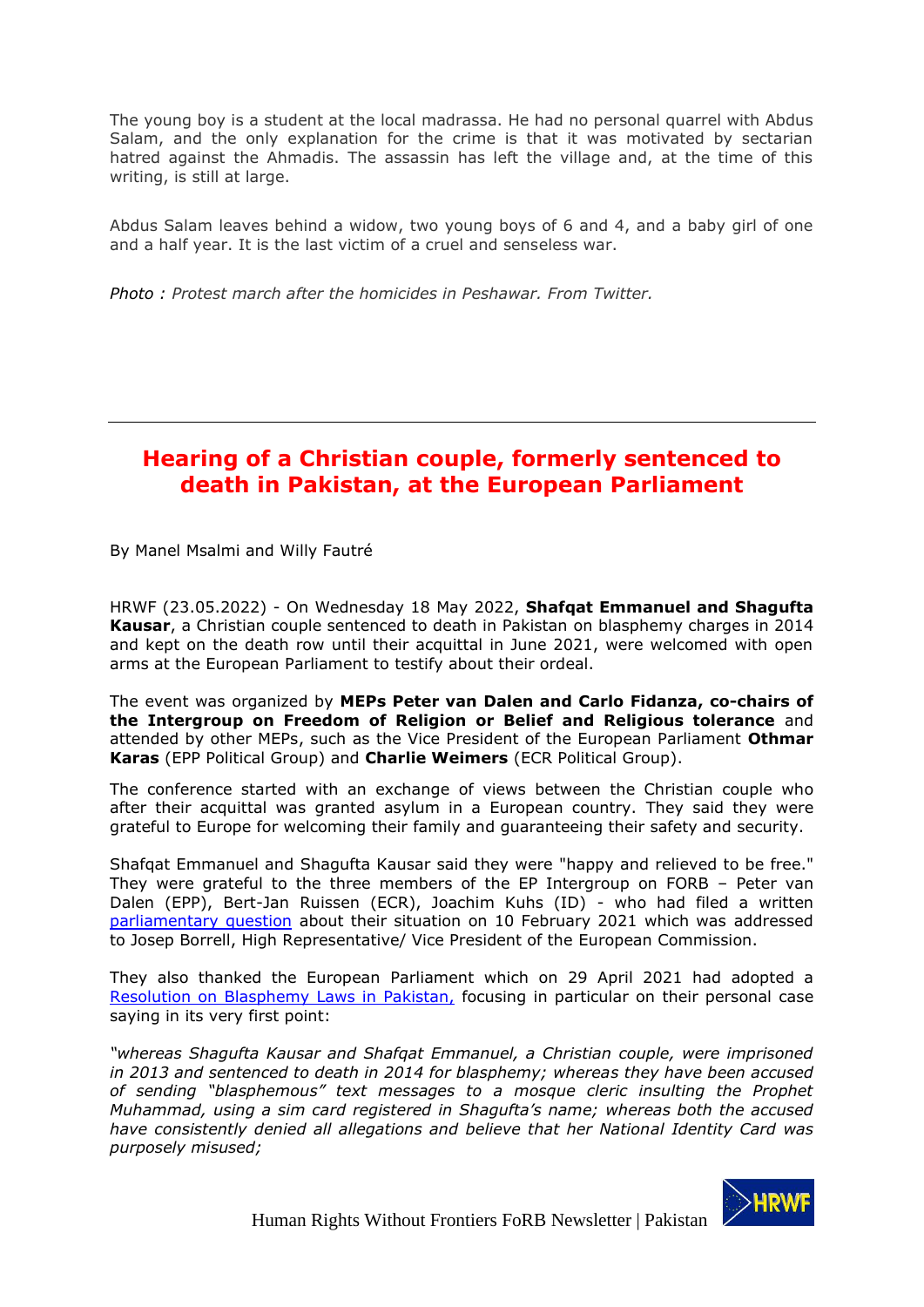The young boy is a student at the local madrassa. He had no personal quarrel with Abdus Salam, and the only explanation for the crime is that it was motivated by sectarian hatred against the Ahmadis. The assassin has left the village and, at the time of this writing, is still at large.

Abdus Salam leaves behind a widow, two young boys of 6 and 4, and a baby girl of one and a half year. It is the last victim of a cruel and senseless war.

*Photo : Protest march after the homicides in Peshawar. From Twitter.*

---

## Hearing of a Christian couple, formerly sentenced to death in Pakistan, at the European Parliament

By Manel Msalmi and Willy Fautré

HRWF (23.05.2022) - On Wednesday 18 May 2022, **Shafqat Emmanuel and Shagufta Kausar**, a Christian couple sentenced to death in Pakistan on blasphemy charges in 2014 and kept on the death row until their acquittal in June 2021, were welcomed with open arms at the European Parliament to testify about their ordeal.

The event was organized by **MEPs Peter van Dalen and Carlo Fidanza, co-chairs of the Intergroup on Freedom of Religion or Belief and Religious tolerance** and attended by other MEPs, such as the Vice President of the European Parliament **Othmar Karas** (EPP Political Group) and **Charlie Weimers** (ECR Political Group).

The conference started with an exchange of views between the Christian couple who after their acquittal was granted asylum in a European country. They said they were grateful to Europe for welcoming their family and guaranteeing their safety and security.

Shafqat Emmanuel and Shagufta Kausar said they were "happy and relieved to be free." They were grateful to the three members of the EP Intergroup on FORB – Peter van Dalen (EPP), Bert-Jan Ruissen (ECR), Joachim Kuhs (ID) - who had filed a written parliamentary question about their situation on 10 February 2021 which was addressed to Josep Borrell, High Representative/ Vice President of the European Commission.

They also thanked the European Parliament which on 29 April 2021 had adopted a Resolution on Blasphemy Laws in Pakistan, focusing in particular on their personal case saying in its very first point:

*"whereas Shagufta Kausar and Shafqat Emmanuel, a Christian couple, were imprisoned in 2013 and sentenced to death in 2014 for blasphemy; whereas they have been accused of sending "blasphemous" text messages to a mosque cleric insulting the Prophet Muhammad, using a sim card registered in Shagufta's name; whereas both the accused have consistently denied all allegations and believe that her National Identity Card was purposely misused;*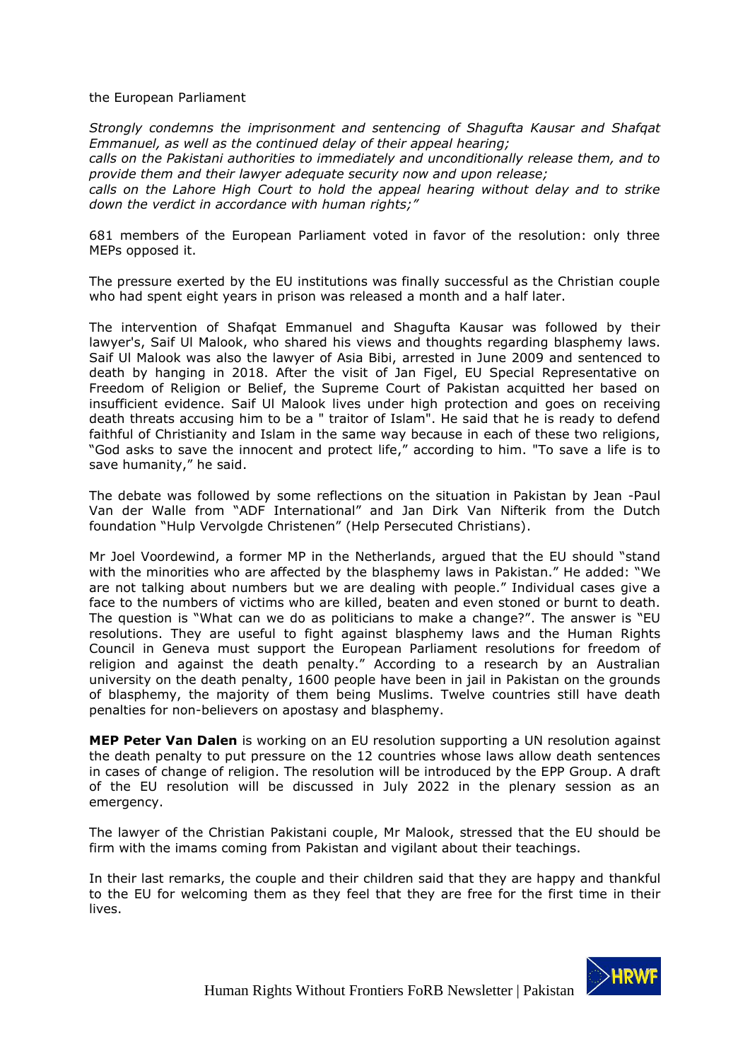the European Parliament

*Strongly condemns the imprisonment and sentencing of Shagufta Kausar and Shafqat Emmanuel, as well as the continued delay of their appeal hearing;*
*calls on the Pakistani authorities to immediately and unconditionally release them, and to provide them and their lawyer adequate security now and upon release;*
*calls on the Lahore High Court to hold the appeal hearing without delay and to strike down the verdict in accordance with human rights;"*

681 members of the European Parliament voted in favor of the resolution: only three MEPs opposed it.

The pressure exerted by the EU institutions was finally successful as the Christian couple who had spent eight years in prison was released a month and a half later.

The intervention of Shafqat Emmanuel and Shagufta Kausar was followed by their lawyer's, Saif Ul Malook, who shared his views and thoughts regarding blasphemy laws. Saif Ul Malook was also the lawyer of Asia Bibi, arrested in June 2009 and sentenced to death by hanging in 2018. After the visit of Jan Figel, EU Special Representative on Freedom of Religion or Belief, the Supreme Court of Pakistan acquitted her based on insufficient evidence. Saif Ul Malook lives under high protection and goes on receiving death threats accusing him to be a " traitor of Islam". He said that he is ready to defend faithful of Christianity and Islam in the same way because in each of these two religions, "God asks to save the innocent and protect life," according to him. "To save a life is to save humanity," he said.

The debate was followed by some reflections on the situation in Pakistan by Jean -Paul Van der Walle from "ADF International" and Jan Dirk Van Nifterik from the Dutch foundation "Hulp Vervolgde Christenen" (Help Persecuted Christians).

Mr Joel Voordewind, a former MP in the Netherlands, argued that the EU should "stand with the minorities who are affected by the blasphemy laws in Pakistan." He added: "We are not talking about numbers but we are dealing with people." Individual cases give a face to the numbers of victims who are killed, beaten and even stoned or burnt to death. The question is "What can we do as politicians to make a change?". The answer is "EU resolutions. They are useful to fight against blasphemy laws and the Human Rights Council in Geneva must support the European Parliament resolutions for freedom of religion and against the death penalty." According to a research by an Australian university on the death penalty, 1600 people have been in jail in Pakistan on the grounds of blasphemy, the majority of them being Muslims. Twelve countries still have death penalties for non-believers on apostasy and blasphemy.

**MEP Peter Van Dalen** is working on an EU resolution supporting a UN resolution against the death penalty to put pressure on the 12 countries whose laws allow death sentences in cases of change of religion. The resolution will be introduced by the EPP Group. A draft of the EU resolution will be discussed in July 2022 in the plenary session as an emergency.

The lawyer of the Christian Pakistani couple, Mr Malook, stressed that the EU should be firm with the imams coming from Pakistan and vigilant about their teachings.

In their last remarks, the couple and their children said that they are happy and thankful to the EU for welcoming them as they feel that they are free for the first time in their lives.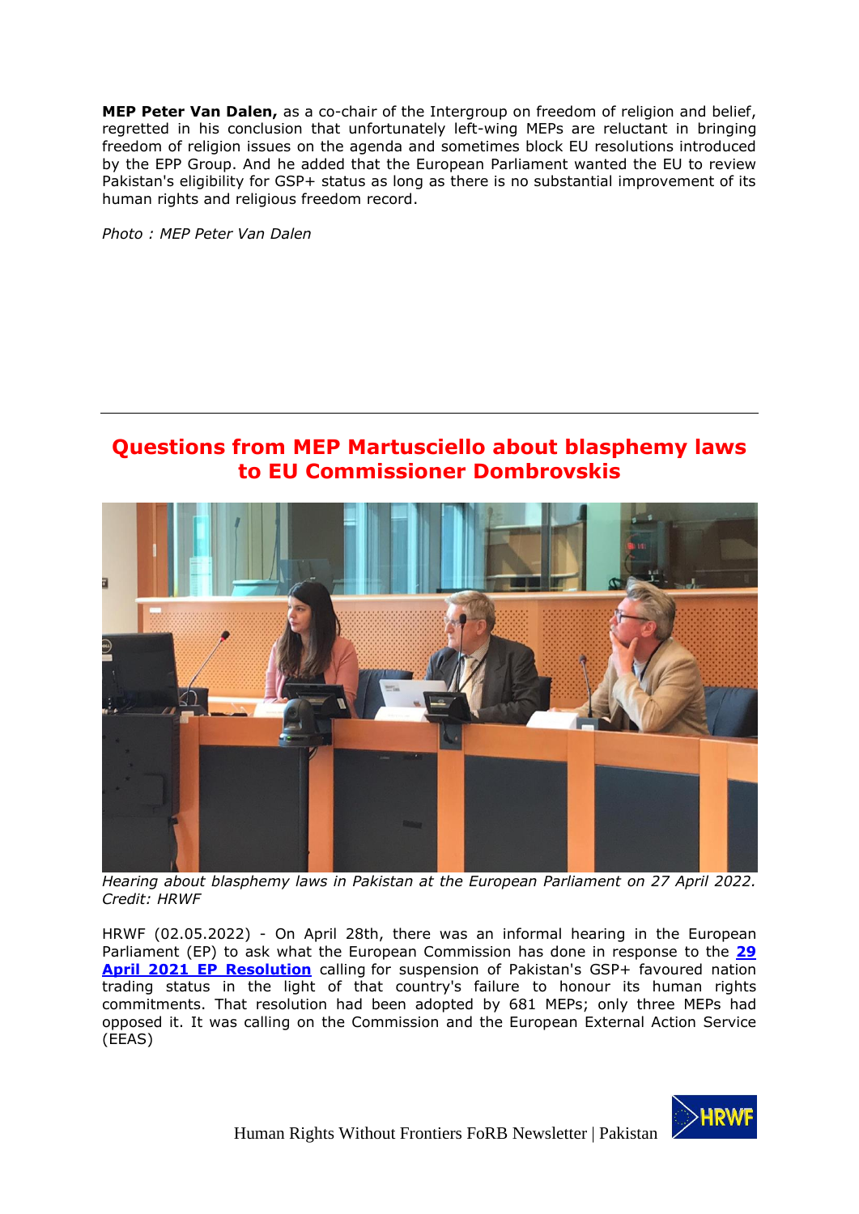**MEP Peter Van Dalen,** as a co-chair of the Intergroup on freedom of religion and belief, regretted in his conclusion that unfortunately left-wing MEPs are reluctant in bringing freedom of religion issues on the agenda and sometimes block EU resolutions introduced by the EPP Group. And he added that the European Parliament wanted the EU to review Pakistan's eligibility for GSP+ status as long as there is no substantial improvement of its human rights and religious freedom record.

*Photo : MEP Peter Van Dalen*

---

## Questions from MEP Martusciello about blasphemy laws to EU Commissioner Dombrovskis

*Hearing about blasphemy laws in Pakistan at the European Parliament on 27 April 2022. Credit: HRWF*

HRWF (02.05.2022) - On April 28th, there was an informal hearing in the European Parliament (EP) to ask what the European Commission has done in response to the **29 April 2021 EP Resolution** calling for suspension of Pakistan's GSP+ favoured nation trading status in the light of that country's failure to honour its human rights commitments. That resolution had been adopted by 681 MEPs; only three MEPs had opposed it. It was calling on the Commission and the European External Action Service (EEAS)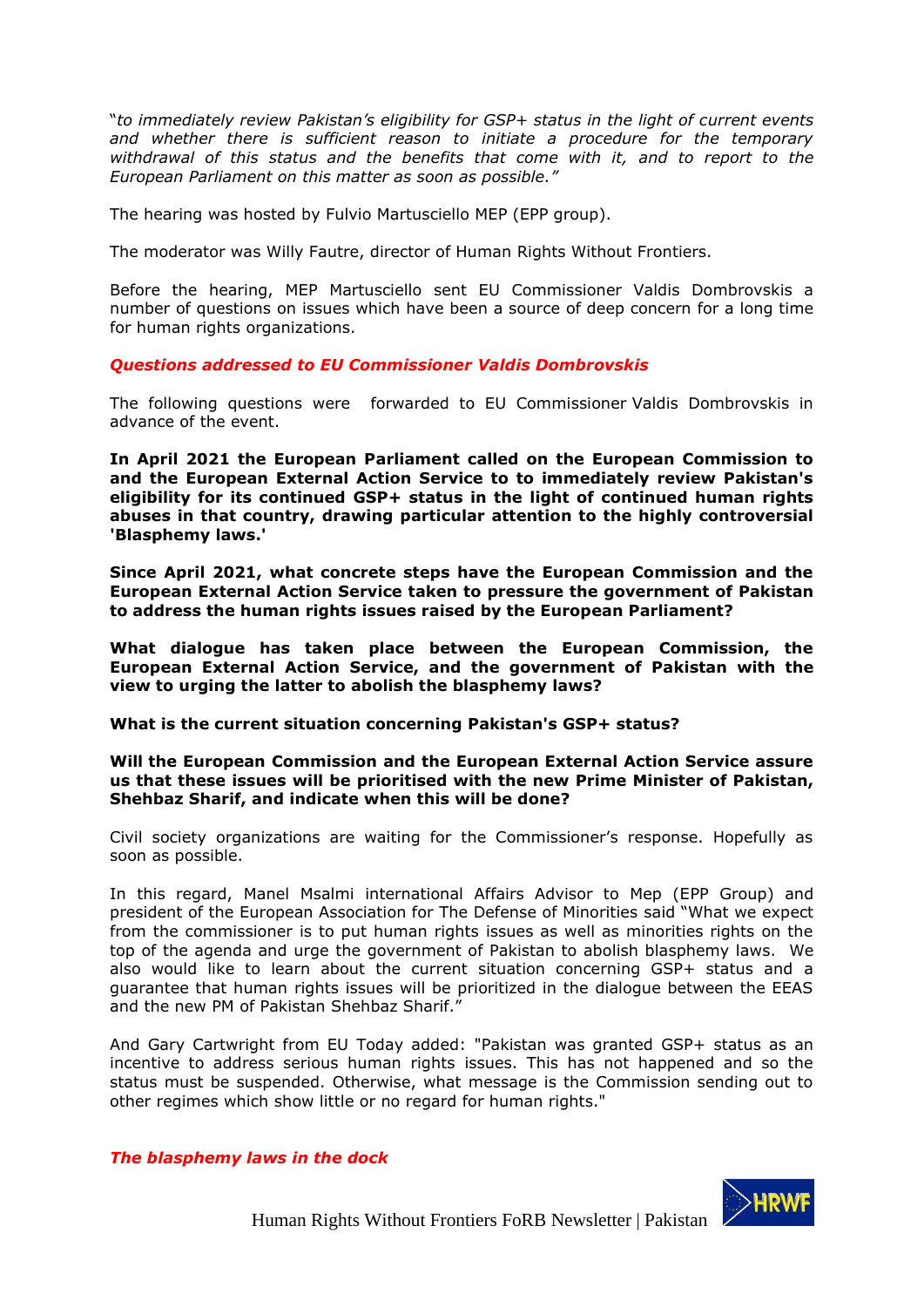"*to immediately review Pakistan's eligibility for GSP+ status in the light of current events and whether there is sufficient reason to initiate a procedure for the temporary withdrawal of this status and the benefits that come with it, and to report to the European Parliament on this matter as soon as possible.*"

The hearing was hosted by Fulvio Martusciello MEP (EPP group).

The moderator was Willy Fautre, director of Human Rights Without Frontiers.

Before the hearing, MEP Martusciello sent EU Commissioner Valdis Dombrovskis a number of questions on issues which have been a source of deep concern for a long time for human rights organizations.

### *Questions addressed to EU Commissioner Valdis Dombrovskis*

The following questions were forwarded to EU Commissioner Valdis Dombrovskis in advance of the event.

**In April 2021 the European Parliament called on the European Commission to and the European External Action Service to to immediately review Pakistan's eligibility for its continued GSP+ status in the light of continued human rights abuses in that country, drawing particular attention to the highly controversial 'Blasphemy laws.'**

**Since April 2021, what concrete steps have the European Commission and the European External Action Service taken to pressure the government of Pakistan to address the human rights issues raised by the European Parliament?**

**What dialogue has taken place between the European Commission, the European External Action Service, and the government of Pakistan with the view to urging the latter to abolish the blasphemy laws?**

**What is the current situation concerning Pakistan's GSP+ status?**

**Will the European Commission and the European External Action Service assure us that these issues will be prioritised with the new Prime Minister of Pakistan, Shehbaz Sharif, and indicate when this will be done?**

Civil society organizations are waiting for the Commissioner's response. Hopefully as soon as possible.

In this regard, Manel Msalmi international Affairs Advisor to Mep (EPP Group) and president of the European Association for The Defense of Minorities said "What we expect from the commissioner is to put human rights issues as well as minorities rights on the top of the agenda and urge the government of Pakistan to abolish blasphemy laws. We also would like to learn about the current situation concerning GSP+ status and a guarantee that human rights issues will be prioritized in the dialogue between the EEAS and the new PM of Pakistan Shehbaz Sharif."

And Gary Cartwright from EU Today added: "Pakistan was granted GSP+ status as an incentive to address serious human rights issues. This has not happened and so the status must be suspended. Otherwise, what message is the Commission sending out to other regimes which show little or no regard for human rights."

### *The blasphemy laws in the dock*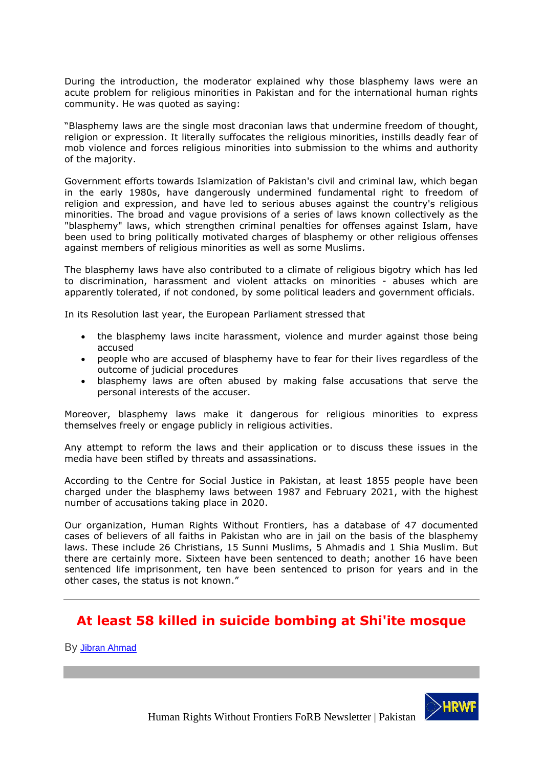During the introduction, the moderator explained why those blasphemy laws were an acute problem for religious minorities in Pakistan and for the international human rights community. He was quoted as saying:

"Blasphemy laws are the single most draconian laws that undermine freedom of thought, religion or expression. It literally suffocates the religious minorities, instills deadly fear of mob violence and forces religious minorities into submission to the whims and authority of the majority.

Government efforts towards Islamization of Pakistan's civil and criminal law, which began in the early 1980s, have dangerously undermined fundamental right to freedom of religion and expression, and have led to serious abuses against the country's religious minorities. The broad and vague provisions of a series of laws known collectively as the "blasphemy" laws, which strengthen criminal penalties for offenses against Islam, have been used to bring politically motivated charges of blasphemy or other religious offenses against members of religious minorities as well as some Muslims.

The blasphemy laws have also contributed to a climate of religious bigotry which has led to discrimination, harassment and violent attacks on minorities - abuses which are apparently tolerated, if not condoned, by some political leaders and government officials.

In its Resolution last year, the European Parliament stressed that

- the blasphemy laws incite harassment, violence and murder against those being accused
- people who are accused of blasphemy have to fear for their lives regardless of the outcome of judicial procedures
- blasphemy laws are often abused by making false accusations that serve the personal interests of the accuser.

Moreover, blasphemy laws make it dangerous for religious minorities to express themselves freely or engage publicly in religious activities.

Any attempt to reform the laws and their application or to discuss these issues in the media have been stifled by threats and assassinations.

According to the Centre for Social Justice in Pakistan, at least 1855 people have been charged under the blasphemy laws between 1987 and February 2021, with the highest number of accusations taking place in 2020.

Our organization, Human Rights Without Frontiers, has a database of 47 documented cases of believers of all faiths in Pakistan who are in jail on the basis of the blasphemy laws. These include 26 Christians, 15 Sunni Muslims, 5 Ahmadis and 1 Shia Muslim. But there are certainly more. Sixteen have been sentenced to death; another 16 have been sentenced life imprisonment, ten have been sentenced to prison for years and in the other cases, the status is not known."

---

## At least 58 killed in suicide bombing at Shi'ite mosque

By Jibran Ahmad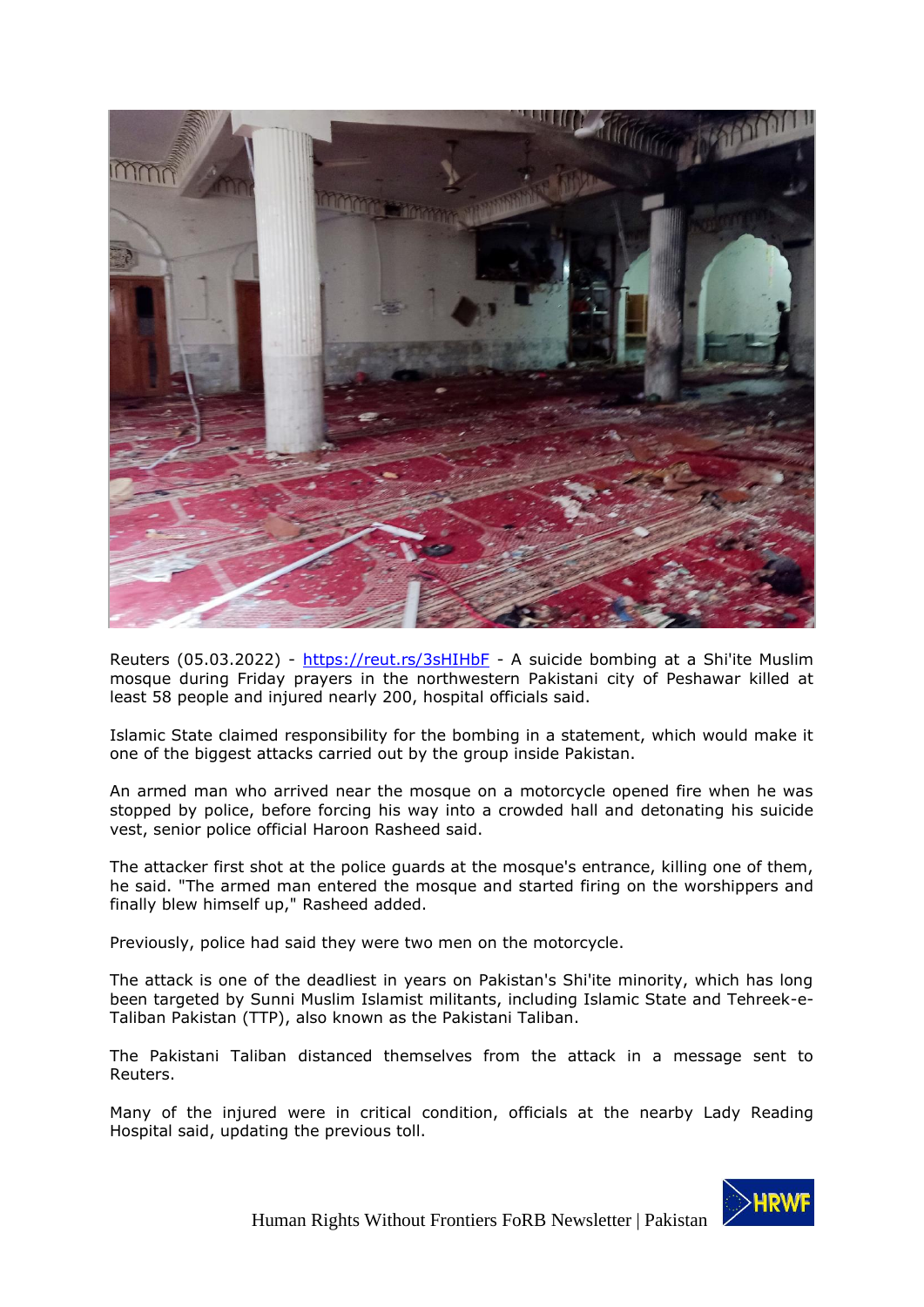Reuters (05.03.2022) - https://reut.rs/3sHIHbF - A suicide bombing at a Shi'ite Muslim mosque during Friday prayers in the northwestern Pakistani city of Peshawar killed at least 58 people and injured nearly 200, hospital officials said.

Islamic State claimed responsibility for the bombing in a statement, which would make it one of the biggest attacks carried out by the group inside Pakistan.

An armed man who arrived near the mosque on a motorcycle opened fire when he was stopped by police, before forcing his way into a crowded hall and detonating his suicide vest, senior police official Haroon Rasheed said.

The attacker first shot at the police guards at the mosque's entrance, killing one of them, he said. "The armed man entered the mosque and started firing on the worshippers and finally blew himself up," Rasheed added.

Previously, police had said they were two men on the motorcycle.

The attack is one of the deadliest in years on Pakistan's Shi'ite minority, which has long been targeted by Sunni Muslim Islamist militants, including Islamic State and Tehreek-e-Taliban Pakistan (TTP), also known as the Pakistani Taliban.

The Pakistani Taliban distanced themselves from the attack in a message sent to Reuters.

Many of the injured were in critical condition, officials at the nearby Lady Reading Hospital said, updating the previous toll.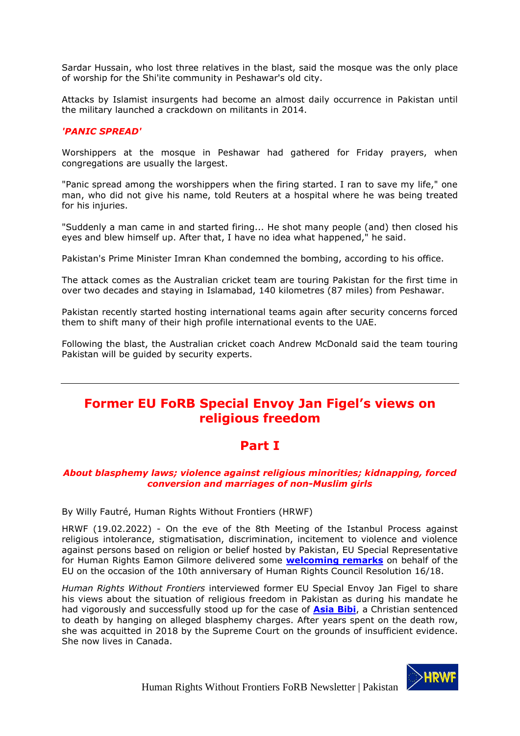Sardar Hussain, who lost three relatives in the blast, said the mosque was the only place of worship for the Shi'ite community in Peshawar's old city.

Attacks by Islamist insurgents had become an almost daily occurrence in Pakistan until the military launched a crackdown on militants in 2014.

***'PANIC SPREAD'***

Worshippers at the mosque in Peshawar had gathered for Friday prayers, when congregations are usually the largest.

"Panic spread among the worshippers when the firing started. I ran to save my life," one man, who did not give his name, told Reuters at a hospital where he was being treated for his injuries.

"Suddenly a man came in and started firing... He shot many people (and) then closed his eyes and blew himself up. After that, I have no idea what happened," he said.

Pakistan's Prime Minister Imran Khan condemned the bombing, according to his office.

The attack comes as the Australian cricket team are touring Pakistan for the first time in over two decades and staying in Islamabad, 140 kilometres (87 miles) from Peshawar.

Pakistan recently started hosting international teams again after security concerns forced them to shift many of their high profile international events to the UAE.

Following the blast, the Australian cricket coach Andrew McDonald said the team touring Pakistan will be guided by security experts.

---

## Former EU FoRB Special Envoy Jan Figel's views on religious freedom

## Part I

***About blasphemy laws; violence against religious minorities; kidnapping, forced conversion and marriages of non-Muslim girls***

By Willy Fautré, Human Rights Without Frontiers (HRWF)

HRWF (19.02.2022) - On the eve of the 8th Meeting of the Istanbul Process against religious intolerance, stigmatisation, discrimination, incitement to violence and violence against persons based on religion or belief hosted by Pakistan, EU Special Representative for Human Rights Eamon Gilmore delivered some **welcoming remarks** on behalf of the EU on the occasion of the 10th anniversary of Human Rights Council Resolution 16/18.

*Human Rights Without Frontiers* interviewed former EU Special Envoy Jan Figel to share his views about the situation of religious freedom in Pakistan as during his mandate he had vigorously and successfully stood up for the case of **Asia Bibi**, a Christian sentenced to death by hanging on alleged blasphemy charges. After years spent on the death row, she was acquitted in 2018 by the Supreme Court on the grounds of insufficient evidence. She now lives in Canada.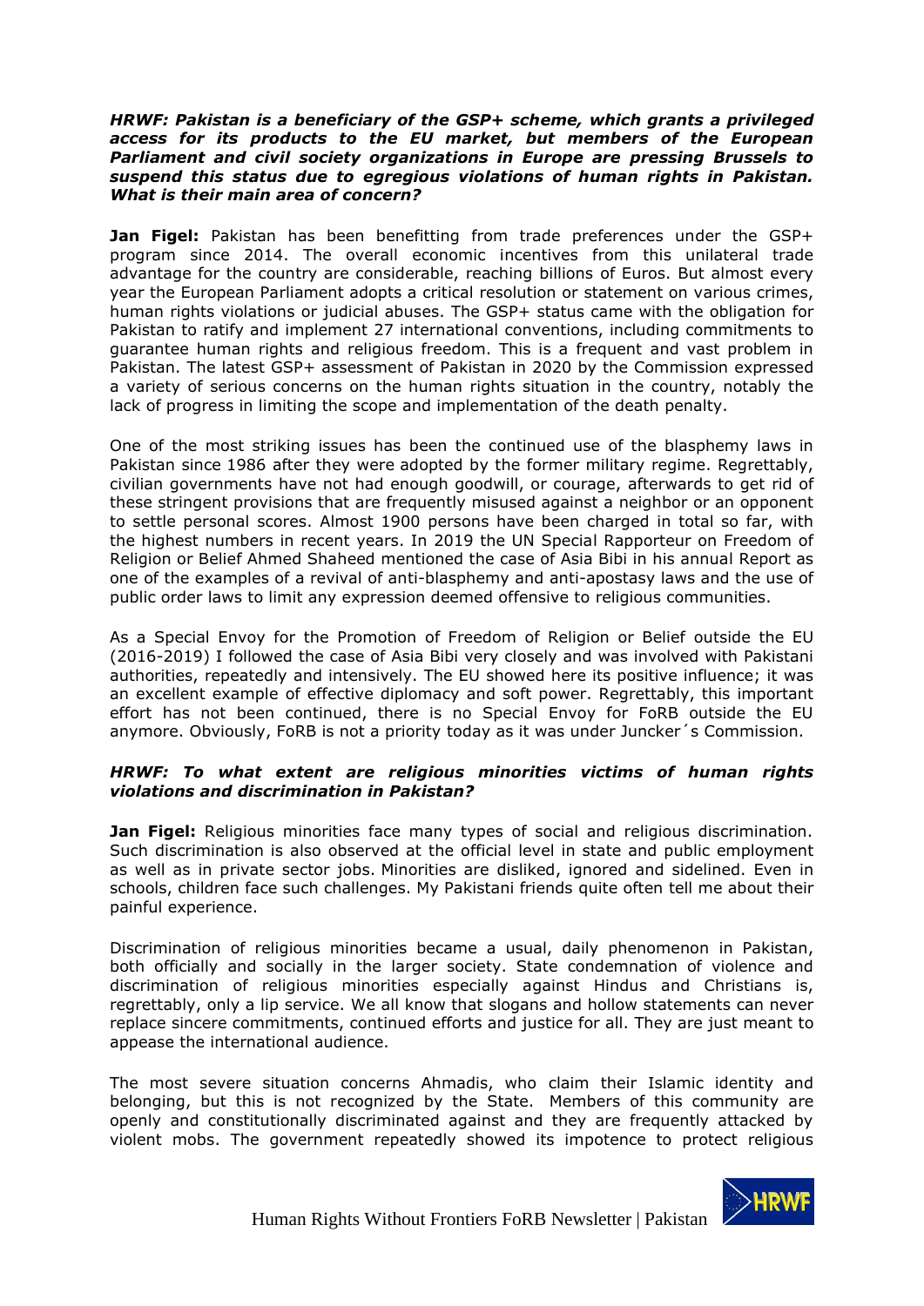***HRWF: Pakistan is a beneficiary of the GSP+ scheme, which grants a privileged access for its products to the EU market, but members of the European Parliament and civil society organizations in Europe are pressing Brussels to suspend this status due to egregious violations of human rights in Pakistan. What is their main area of concern?***

**Jan Figel:** Pakistan has been benefitting from trade preferences under the GSP+ program since 2014. The overall economic incentives from this unilateral trade advantage for the country are considerable, reaching billions of Euros. But almost every year the European Parliament adopts a critical resolution or statement on various crimes, human rights violations or judicial abuses. The GSP+ status came with the obligation for Pakistan to ratify and implement 27 international conventions, including commitments to guarantee human rights and religious freedom. This is a frequent and vast problem in Pakistan. The latest GSP+ assessment of Pakistan in 2020 by the Commission expressed a variety of serious concerns on the human rights situation in the country, notably the lack of progress in limiting the scope and implementation of the death penalty.

One of the most striking issues has been the continued use of the blasphemy laws in Pakistan since 1986 after they were adopted by the former military regime. Regrettably, civilian governments have not had enough goodwill, or courage, afterwards to get rid of these stringent provisions that are frequently misused against a neighbor or an opponent to settle personal scores. Almost 1900 persons have been charged in total so far, with the highest numbers in recent years. In 2019 the UN Special Rapporteur on Freedom of Religion or Belief Ahmed Shaheed mentioned the case of Asia Bibi in his annual Report as one of the examples of a revival of anti-blasphemy and anti-apostasy laws and the use of public order laws to limit any expression deemed offensive to religious communities.

As a Special Envoy for the Promotion of Freedom of Religion or Belief outside the EU (2016-2019) I followed the case of Asia Bibi very closely and was involved with Pakistani authorities, repeatedly and intensively. The EU showed here its positive influence; it was an excellent example of effective diplomacy and soft power. Regrettably, this important effort has not been continued, there is no Special Envoy for FoRB outside the EU anymore. Obviously, FoRB is not a priority today as it was under Juncker´s Commission.

***HRWF: To what extent are religious minorities victims of human rights violations and discrimination in Pakistan?***

**Jan Figel:** Religious minorities face many types of social and religious discrimination. Such discrimination is also observed at the official level in state and public employment as well as in private sector jobs. Minorities are disliked, ignored and sidelined. Even in schools, children face such challenges. My Pakistani friends quite often tell me about their painful experience.

Discrimination of religious minorities became a usual, daily phenomenon in Pakistan, both officially and socially in the larger society. State condemnation of violence and discrimination of religious minorities especially against Hindus and Christians is, regrettably, only a lip service. We all know that slogans and hollow statements can never replace sincere commitments, continued efforts and justice for all. They are just meant to appease the international audience.

The most severe situation concerns Ahmadis, who claim their Islamic identity and belonging, but this is not recognized by the State. Members of this community are openly and constitutionally discriminated against and they are frequently attacked by violent mobs. The government repeatedly showed its impotence to protect religious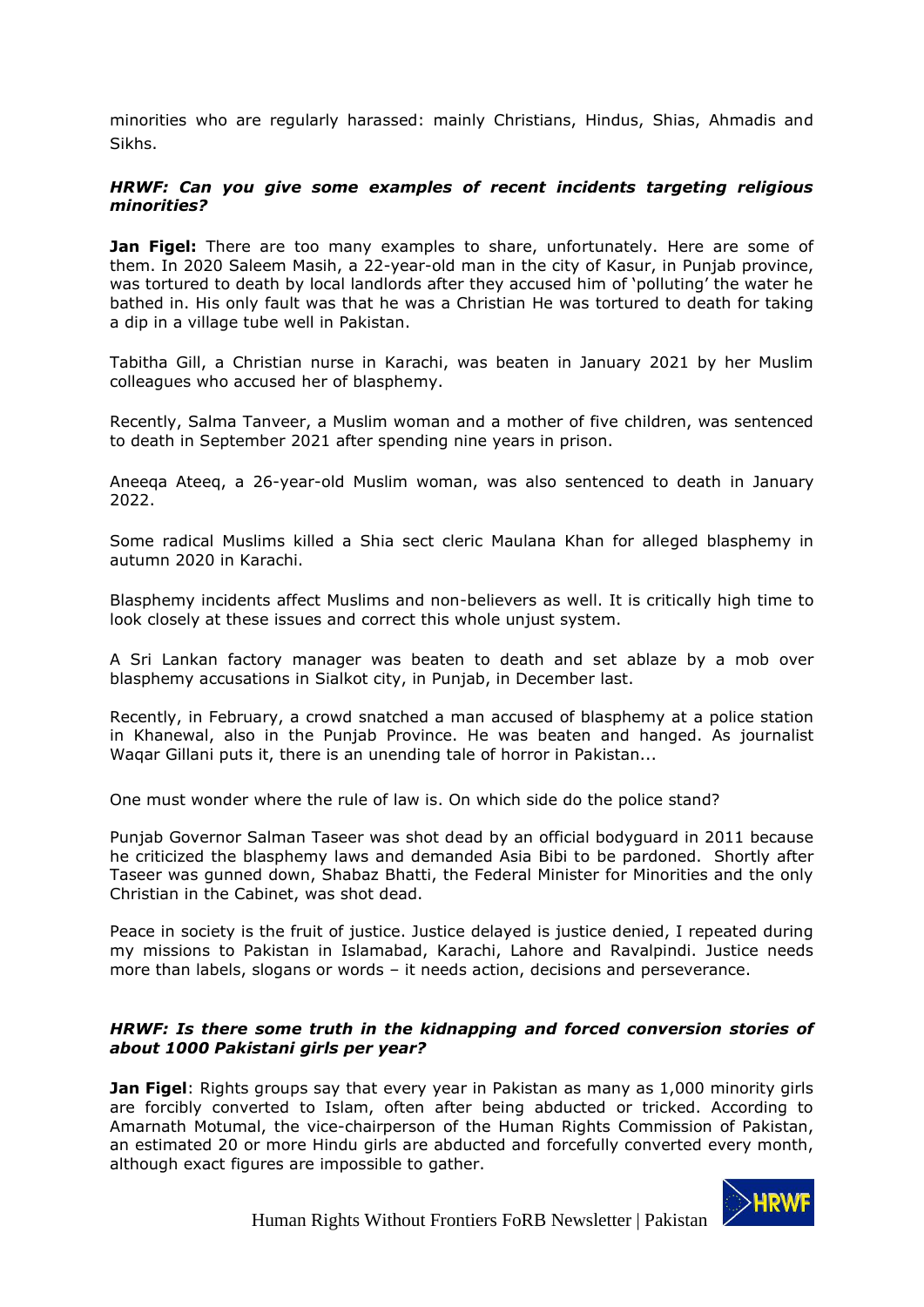minorities who are regularly harassed: mainly Christians, Hindus, Shias, Ahmadis and Sikhs.

***HRWF: Can you give some examples of recent incidents targeting religious minorities?***

**Jan Figel:** There are too many examples to share, unfortunately. Here are some of them. In 2020 Saleem Masih, a 22-year-old man in the city of Kasur, in Punjab province, was tortured to death by local landlords after they accused him of 'polluting' the water he bathed in. His only fault was that he was a Christian He was tortured to death for taking a dip in a village tube well in Pakistan.

Tabitha Gill, a Christian nurse in Karachi, was beaten in January 2021 by her Muslim colleagues who accused her of blasphemy.

Recently, Salma Tanveer, a Muslim woman and a mother of five children, was sentenced to death in September 2021 after spending nine years in prison.

Aneeqa Ateeq, a 26-year-old Muslim woman, was also sentenced to death in January 2022.

Some radical Muslims killed a Shia sect cleric Maulana Khan for alleged blasphemy in autumn 2020 in Karachi.

Blasphemy incidents affect Muslims and non-believers as well. It is critically high time to look closely at these issues and correct this whole unjust system.

A Sri Lankan factory manager was beaten to death and set ablaze by a mob over blasphemy accusations in Sialkot city, in Punjab, in December last.

Recently, in February, a crowd snatched a man accused of blasphemy at a police station in Khanewal, also in the Punjab Province. He was beaten and hanged. As journalist Waqar Gillani puts it, there is an unending tale of horror in Pakistan...

One must wonder where the rule of law is. On which side do the police stand?

Punjab Governor Salman Taseer was shot dead by an official bodyguard in 2011 because he criticized the blasphemy laws and demanded Asia Bibi to be pardoned. Shortly after Taseer was gunned down, Shabaz Bhatti, the Federal Minister for Minorities and the only Christian in the Cabinet, was shot dead.

Peace in society is the fruit of justice. Justice delayed is justice denied, I repeated during my missions to Pakistan in Islamabad, Karachi, Lahore and Ravalpindi. Justice needs more than labels, slogans or words – it needs action, decisions and perseverance.

***HRWF: Is there some truth in the kidnapping and forced conversion stories of about 1000 Pakistani girls per year?***

**Jan Figel**: Rights groups say that every year in Pakistan as many as 1,000 minority girls are forcibly converted to Islam, often after being abducted or tricked. According to Amarnath Motumal, the vice-chairperson of the Human Rights Commission of Pakistan, an estimated 20 or more Hindu girls are abducted and forcefully converted every month, although exact figures are impossible to gather.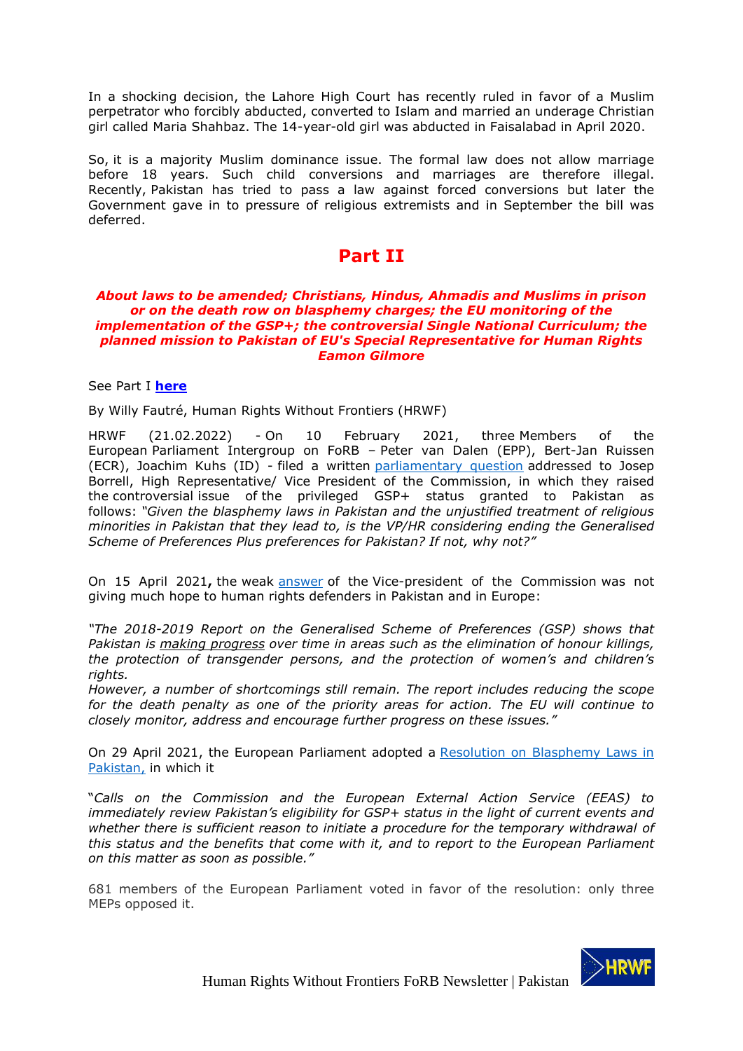In a shocking decision, the Lahore High Court has recently ruled in favor of a Muslim perpetrator who forcibly abducted, converted to Islam and married an underage Christian girl called Maria Shahbaz. The 14-year-old girl was abducted in Faisalabad in April 2020.

So, it is a majority Muslim dominance issue. The formal law does not allow marriage before 18 years. Such child conversions and marriages are therefore illegal. Recently, Pakistan has tried to pass a law against forced conversions but later the Government gave in to pressure of religious extremists and in September the bill was deferred.

# Part II

***About laws to be amended; Christians, Hindus, Ahmadis and Muslims in prison or on the death row on blasphemy charges; the EU monitoring of the implementation of the GSP+; the controversial Single National Curriculum; the planned mission to Pakistan of EU's Special Representative for Human Rights Eamon Gilmore***

See Part I **here**

By Willy Fautré, Human Rights Without Frontiers (HRWF)

HRWF (21.02.2022) - On 10 February 2021, three Members of the European Parliament Intergroup on FoRB – Peter van Dalen (EPP), Bert-Jan Ruissen (ECR), Joachim Kuhs (ID) - filed a written parliamentary question addressed to Josep Borrell, High Representative/ Vice President of the Commission, in which they raised the controversial issue of the privileged GSP+ status granted to Pakistan as follows: *"Given the blasphemy laws in Pakistan and the unjustified treatment of religious minorities in Pakistan that they lead to, is the VP/HR considering ending the Generalised Scheme of Preferences Plus preferences for Pakistan? If not, why not?"*

On 15 April 2021**,** the weak answer of the Vice-president of the Commission was not giving much hope to human rights defenders in Pakistan and in Europe:

*"The 2018-2019 Report on the Generalised Scheme of Preferences (GSP) shows that Pakistan is making progress over time in areas such as the elimination of honour killings, the protection of transgender persons, and the protection of women's and children's rights.*

*However, a number of shortcomings still remain. The report includes reducing the scope for the death penalty as one of the priority areas for action. The EU will continue to closely monitor, address and encourage further progress on these issues."*

On 29 April 2021, the European Parliament adopted a Resolution on Blasphemy Laws in Pakistan, in which it

"*Calls on the Commission and the European External Action Service (EEAS) to immediately review Pakistan's eligibility for GSP+ status in the light of current events and whether there is sufficient reason to initiate a procedure for the temporary withdrawal of this status and the benefits that come with it, and to report to the European Parliament on this matter as soon as possible."*

681 members of the European Parliament voted in favor of the resolution: only three MEPs opposed it.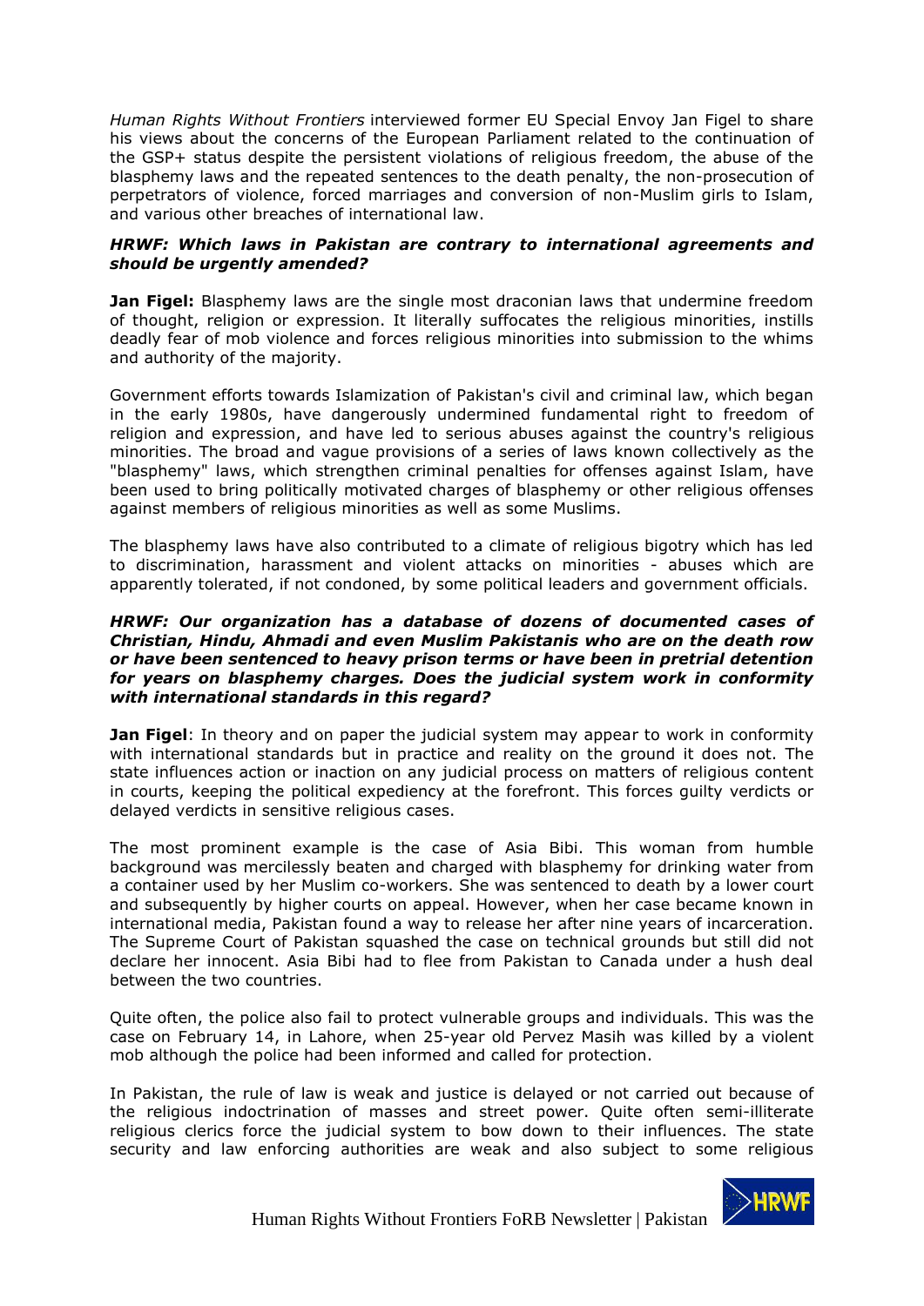*Human Rights Without Frontiers* interviewed former EU Special Envoy Jan Figel to share his views about the concerns of the European Parliament related to the continuation of the GSP+ status despite the persistent violations of religious freedom, the abuse of the blasphemy laws and the repeated sentences to the death penalty, the non-prosecution of perpetrators of violence, forced marriages and conversion of non-Muslim girls to Islam, and various other breaches of international law.

***HRWF: Which laws in Pakistan are contrary to international agreements and should be urgently amended?***

**Jan Figel:** Blasphemy laws are the single most draconian laws that undermine freedom of thought, religion or expression. It literally suffocates the religious minorities, instills deadly fear of mob violence and forces religious minorities into submission to the whims and authority of the majority.

Government efforts towards Islamization of Pakistan's civil and criminal law, which began in the early 1980s, have dangerously undermined fundamental right to freedom of religion and expression, and have led to serious abuses against the country's religious minorities. The broad and vague provisions of a series of laws known collectively as the "blasphemy" laws, which strengthen criminal penalties for offenses against Islam, have been used to bring politically motivated charges of blasphemy or other religious offenses against members of religious minorities as well as some Muslims.

The blasphemy laws have also contributed to a climate of religious bigotry which has led to discrimination, harassment and violent attacks on minorities - abuses which are apparently tolerated, if not condoned, by some political leaders and government officials.

***HRWF: Our organization has a database of dozens of documented cases of Christian, Hindu, Ahmadi and even Muslim Pakistanis who are on the death row or have been sentenced to heavy prison terms or have been in pretrial detention for years on blasphemy charges. Does the judicial system work in conformity with international standards in this regard?***

**Jan Figel**: In theory and on paper the judicial system may appear to work in conformity with international standards but in practice and reality on the ground it does not. The state influences action or inaction on any judicial process on matters of religious content in courts, keeping the political expediency at the forefront. This forces guilty verdicts or delayed verdicts in sensitive religious cases.

The most prominent example is the case of Asia Bibi. This woman from humble background was mercilessly beaten and charged with blasphemy for drinking water from a container used by her Muslim co-workers. She was sentenced to death by a lower court and subsequently by higher courts on appeal. However, when her case became known in international media, Pakistan found a way to release her after nine years of incarceration. The Supreme Court of Pakistan squashed the case on technical grounds but still did not declare her innocent. Asia Bibi had to flee from Pakistan to Canada under a hush deal between the two countries.

Quite often, the police also fail to protect vulnerable groups and individuals. This was the case on February 14, in Lahore, when 25-year old Pervez Masih was killed by a violent mob although the police had been informed and called for protection.

In Pakistan, the rule of law is weak and justice is delayed or not carried out because of the religious indoctrination of masses and street power. Quite often semi-illiterate religious clerics force the judicial system to bow down to their influences. The state security and law enforcing authorities are weak and also subject to some religious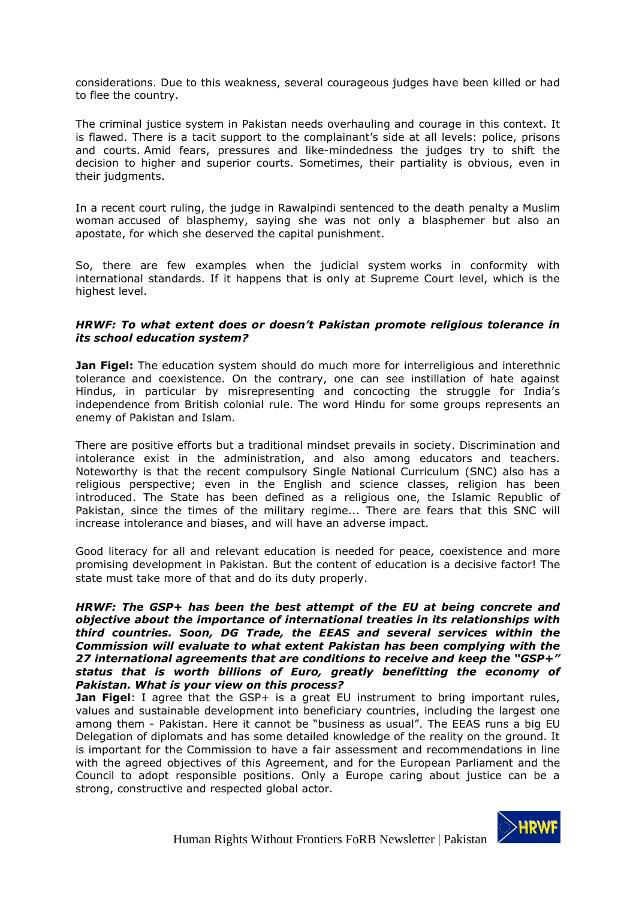considerations. Due to this weakness, several courageous judges have been killed or had to flee the country.

The criminal justice system in Pakistan needs overhauling and courage in this context. It is flawed. There is a tacit support to the complainant's side at all levels: police, prisons and courts. Amid fears, pressures and like-mindedness the judges try to shift the decision to higher and superior courts. Sometimes, their partiality is obvious, even in their judgments.

In a recent court ruling, the judge in Rawalpindi sentenced to the death penalty a Muslim woman accused of blasphemy, saying she was not only a blasphemer but also an apostate, for which she deserved the capital punishment.

So, there are few examples when the judicial system works in conformity with international standards. If it happens that is only at Supreme Court level, which is the highest level.

***HRWF: To what extent does or doesn't Pakistan promote religious tolerance in its school education system?***

**Jan Figel:** The education system should do much more for interreligious and interethnic tolerance and coexistence. On the contrary, one can see instillation of hate against Hindus, in particular by misrepresenting and concocting the struggle for India's independence from British colonial rule. The word Hindu for some groups represents an enemy of Pakistan and Islam.

There are positive efforts but a traditional mindset prevails in society. Discrimination and intolerance exist in the administration, and also among educators and teachers. Noteworthy is that the recent compulsory Single National Curriculum (SNC) also has a religious perspective; even in the English and science classes, religion has been introduced. The State has been defined as a religious one, the Islamic Republic of Pakistan, since the times of the military regime... There are fears that this SNC will increase intolerance and biases, and will have an adverse impact.

Good literacy for all and relevant education is needed for peace, coexistence and more promising development in Pakistan. But the content of education is a decisive factor! The state must take more of that and do its duty properly.

***HRWF: The GSP+ has been the best attempt of the EU at being concrete and objective about the importance of international treaties in its relationships with third countries. Soon, DG Trade, the EEAS and several services within the Commission will evaluate to what extent Pakistan has been complying with the 27 international agreements that are conditions to receive and keep the "GSP+" status that is worth billions of Euro, greatly benefitting the economy of Pakistan. What is your view on this process?***

**Jan Figel**: I agree that the GSP+ is a great EU instrument to bring important rules, values and sustainable development into beneficiary countries, including the largest one among them - Pakistan. Here it cannot be "business as usual". The EEAS runs a big EU Delegation of diplomats and has some detailed knowledge of the reality on the ground. It is important for the Commission to have a fair assessment and recommendations in line with the agreed objectives of this Agreement, and for the European Parliament and the Council to adopt responsible positions. Only a Europe caring about justice can be a strong, constructive and respected global actor.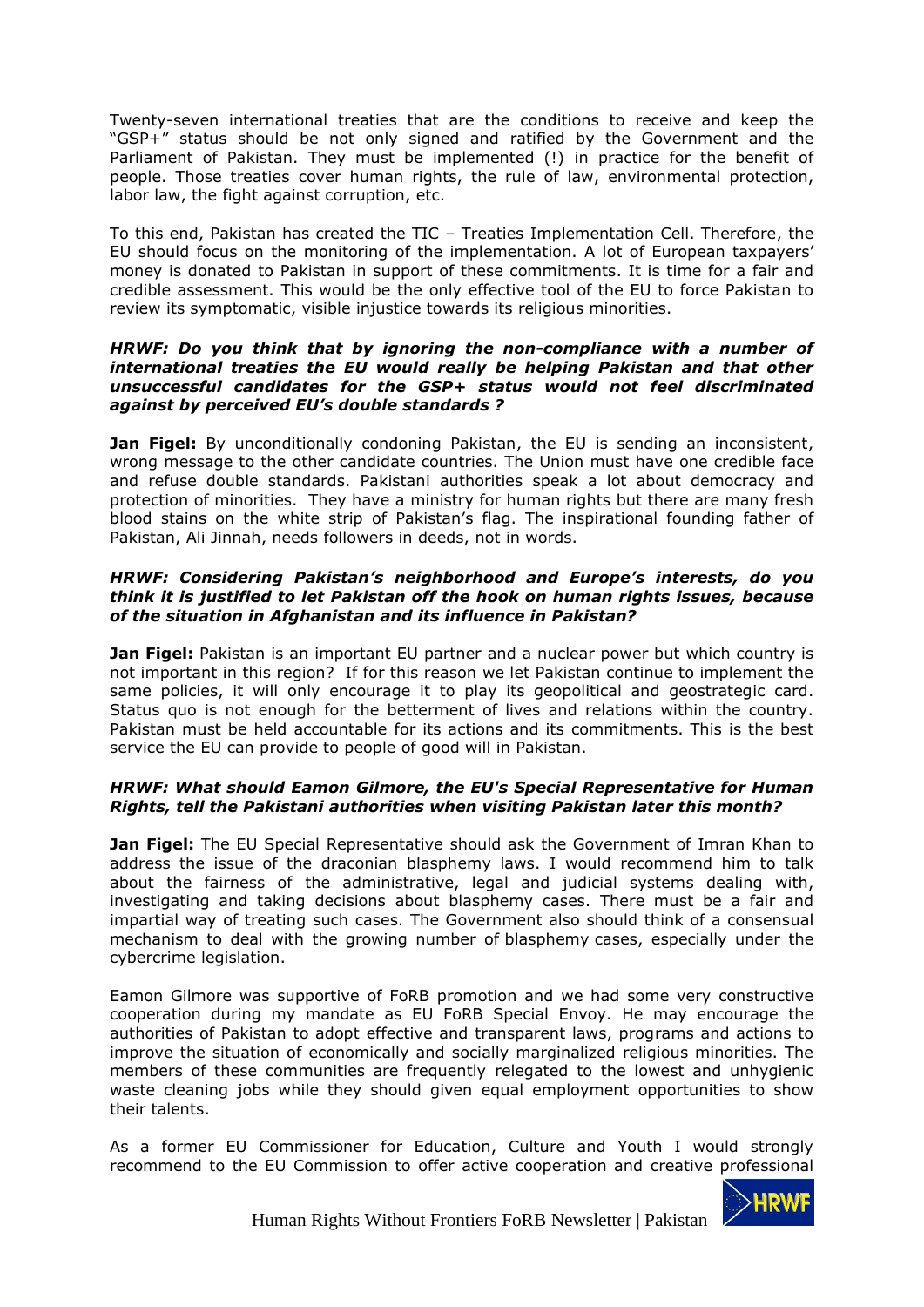Twenty-seven international treaties that are the conditions to receive and keep the "GSP+" status should be not only signed and ratified by the Government and the Parliament of Pakistan. They must be implemented (!) in practice for the benefit of people. Those treaties cover human rights, the rule of law, environmental protection, labor law, the fight against corruption, etc.

To this end, Pakistan has created the TIC – Treaties Implementation Cell. Therefore, the EU should focus on the monitoring of the implementation. A lot of European taxpayers' money is donated to Pakistan in support of these commitments. It is time for a fair and credible assessment. This would be the only effective tool of the EU to force Pakistan to review its symptomatic, visible injustice towards its religious minorities.

***HRWF: Do you think that by ignoring the non-compliance with a number of international treaties the EU would really be helping Pakistan and that other unsuccessful candidates for the GSP+ status would not feel discriminated against by perceived EU's double standards ?***

**Jan Figel:** By unconditionally condoning Pakistan, the EU is sending an inconsistent, wrong message to the other candidate countries. The Union must have one credible face and refuse double standards. Pakistani authorities speak a lot about democracy and protection of minorities. They have a ministry for human rights but there are many fresh blood stains on the white strip of Pakistan's flag. The inspirational founding father of Pakistan, Ali Jinnah, needs followers in deeds, not in words.

***HRWF: Considering Pakistan's neighborhood and Europe's interests, do you think it is justified to let Pakistan off the hook on human rights issues, because of the situation in Afghanistan and its influence in Pakistan?***

**Jan Figel:** Pakistan is an important EU partner and a nuclear power but which country is not important in this region? If for this reason we let Pakistan continue to implement the same policies, it will only encourage it to play its geopolitical and geostrategic card. Status quo is not enough for the betterment of lives and relations within the country. Pakistan must be held accountable for its actions and its commitments. This is the best service the EU can provide to people of good will in Pakistan.

***HRWF: What should Eamon Gilmore, the EU's Special Representative for Human Rights, tell the Pakistani authorities when visiting Pakistan later this month?***

**Jan Figel:** The EU Special Representative should ask the Government of Imran Khan to address the issue of the draconian blasphemy laws. I would recommend him to talk about the fairness of the administrative, legal and judicial systems dealing with, investigating and taking decisions about blasphemy cases. There must be a fair and impartial way of treating such cases. The Government also should think of a consensual mechanism to deal with the growing number of blasphemy cases, especially under the cybercrime legislation.

Eamon Gilmore was supportive of FoRB promotion and we had some very constructive cooperation during my mandate as EU FoRB Special Envoy. He may encourage the authorities of Pakistan to adopt effective and transparent laws, programs and actions to improve the situation of economically and socially marginalized religious minorities. The members of these communities are frequently relegated to the lowest and unhygienic waste cleaning jobs while they should given equal employment opportunities to show their talents.

As a former EU Commissioner for Education, Culture and Youth I would strongly recommend to the EU Commission to offer active cooperation and creative professional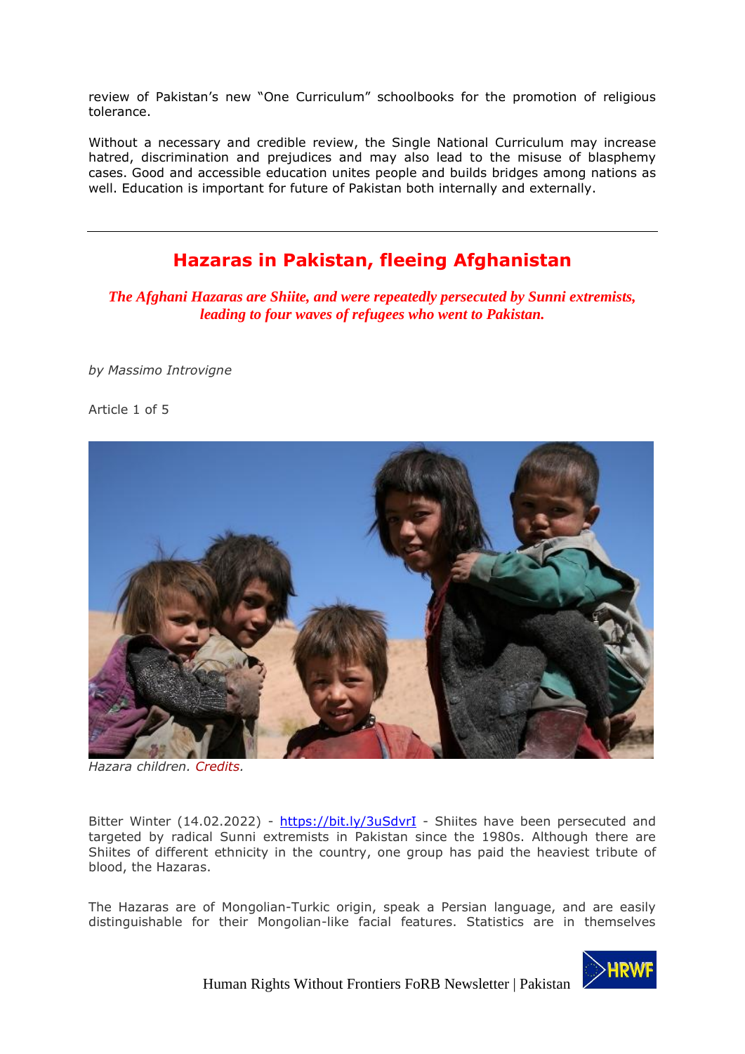review of Pakistan's new "One Curriculum" schoolbooks for the promotion of religious tolerance.

Without a necessary and credible review, the Single National Curriculum may increase hatred, discrimination and prejudices and may also lead to the misuse of blasphemy cases. Good and accessible education unites people and builds bridges among nations as well. Education is important for future of Pakistan both internally and externally.

---

## Hazaras in Pakistan, fleeing Afghanistan

***The Afghani Hazaras are Shiite, and were repeatedly persecuted by Sunni extremists, leading to four waves of refugees who went to Pakistan.***

*by Massimo Introvigne*

Article 1 of 5

*Hazara children. Credits.*

Bitter Winter (14.02.2022) - https://bit.ly/3uSdvrI - Shiites have been persecuted and targeted by radical Sunni extremists in Pakistan since the 1980s. Although there are Shiites of different ethnicity in the country, one group has paid the heaviest tribute of blood, the Hazaras.

The Hazaras are of Mongolian-Turkic origin, speak a Persian language, and are easily distinguishable for their Mongolian-like facial features. Statistics are in themselves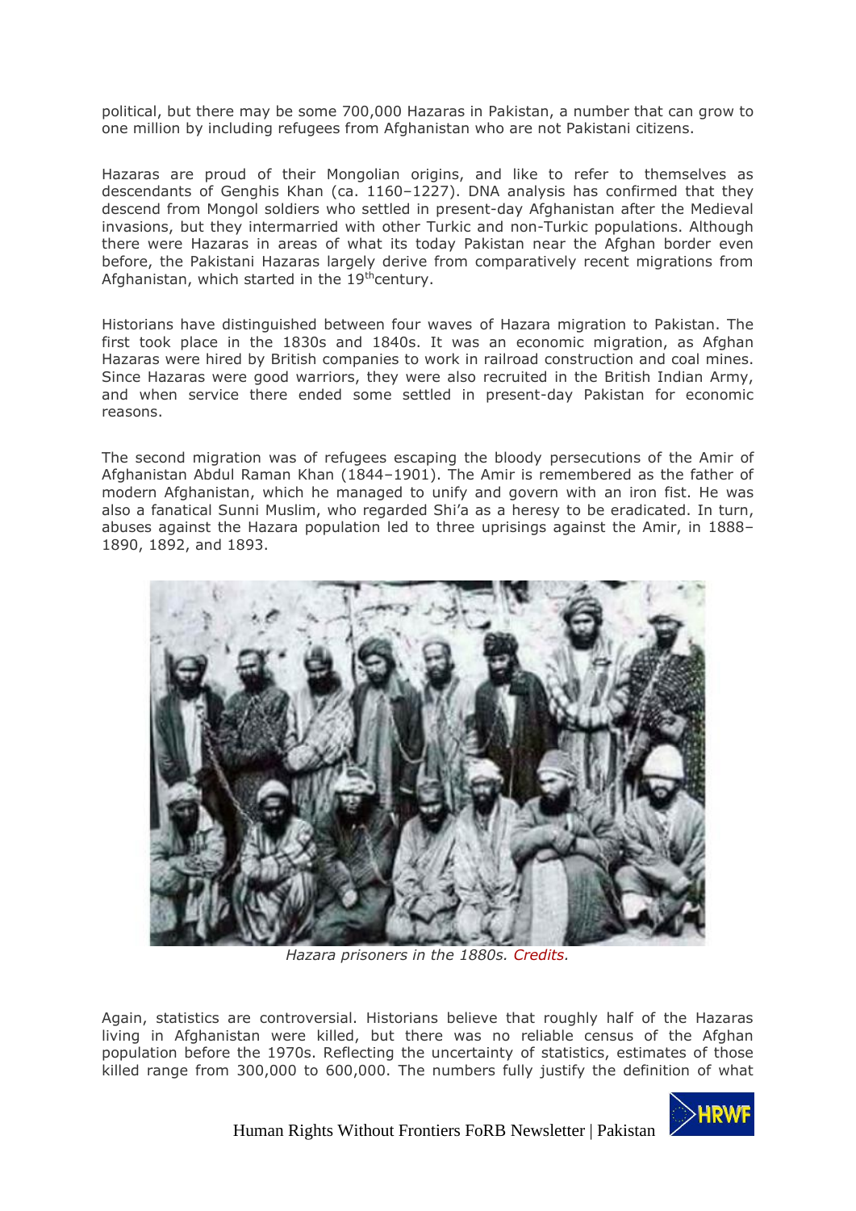political, but there may be some 700,000 Hazaras in Pakistan, a number that can grow to one million by including refugees from Afghanistan who are not Pakistani citizens.

Hazaras are proud of their Mongolian origins, and like to refer to themselves as descendants of Genghis Khan (ca. 1160–1227). DNA analysis has confirmed that they descend from Mongol soldiers who settled in present-day Afghanistan after the Medieval invasions, but they intermarried with other Turkic and non-Turkic populations. Although there were Hazaras in areas of what its today Pakistan near the Afghan border even before, the Pakistani Hazaras largely derive from comparatively recent migrations from Afghanistan, which started in the 19th century.

Historians have distinguished between four waves of Hazara migration to Pakistan. The first took place in the 1830s and 1840s. It was an economic migration, as Afghan Hazaras were hired by British companies to work in railroad construction and coal mines. Since Hazaras were good warriors, they were also recruited in the British Indian Army, and when service there ended some settled in present-day Pakistan for economic reasons.

The second migration was of refugees escaping the bloody persecutions of the Amir of Afghanistan Abdul Raman Khan (1844–1901). The Amir is remembered as the father of modern Afghanistan, which he managed to unify and govern with an iron fist. He was also a fanatical Sunni Muslim, who regarded Shi'a as a heresy to be eradicated. In turn, abuses against the Hazara population led to three uprisings against the Amir, in 1888–1890, 1892, and 1893.

*Hazara prisoners in the 1880s. Credits.*

Again, statistics are controversial. Historians believe that roughly half of the Hazaras living in Afghanistan were killed, but there was no reliable census of the Afghan population before the 1970s. Reflecting the uncertainty of statistics, estimates of those killed range from 300,000 to 600,000. The numbers fully justify the definition of what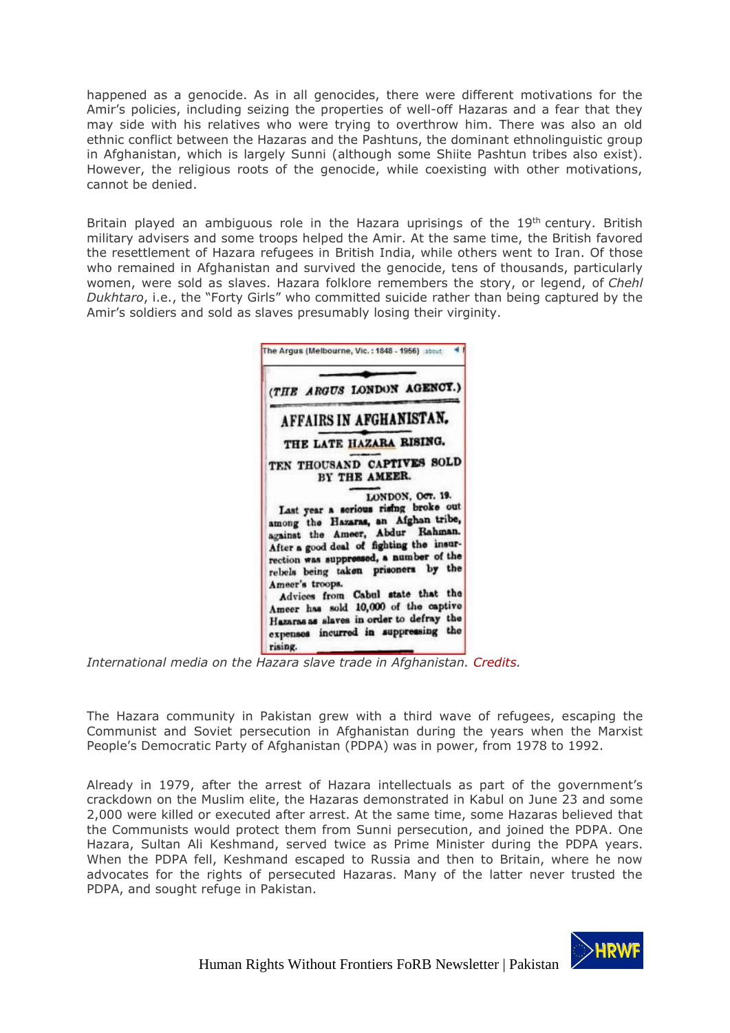happened as a genocide. As in all genocides, there were different motivations for the Amir's policies, including seizing the properties of well-off Hazaras and a fear that they may side with his relatives who were trying to overthrow him. There was also an old ethnic conflict between the Hazaras and the Pashtuns, the dominant ethnolinguistic group in Afghanistan, which is largely Sunni (although some Shiite Pashtun tribes also exist). However, the religious roots of the genocide, while coexisting with other motivations, cannot be denied.

Britain played an ambiguous role in the Hazara uprisings of the 19th century. British military advisers and some troops helped the Amir. At the same time, the British favored the resettlement of Hazara refugees in British India, while others went to Iran. Of those who remained in Afghanistan and survived the genocide, tens of thousands, particularly women, were sold as slaves. Hazara folklore remembers the story, or legend, of *Chehl Dukhtaro*, i.e., the "Forty Girls" who committed suicide rather than being captured by the Amir's soldiers and sold as slaves presumably losing their virginity.

The Argus (Melbourne, Vic. : 1848 - 1956)

(THE ARGUS LONDON AGENCY.)

AFFAIRS IN AFGHANISTAN.

THE LATE HAZARA RISING.

TEN THOUSAND CAPTIVES SOLD BY THE AMEER.

LONDON, Oct. 19.

Last year a serious rising broke out among the Hazaras, an Afghan tribe, against the Ameer, Abdur Rahman. After a good deal of fighting the insurrection was suppressed, a number of the rebels being taken prisoners by the Ameer's troops.

Advices from Cabul state that the Ameer has sold 10,000 of the captive Hazaras as slaves in order to defray the expenses incurred in suppressing the rising.

*International media on the Hazara slave trade in Afghanistan. Credits.*

The Hazara community in Pakistan grew with a third wave of refugees, escaping the Communist and Soviet persecution in Afghanistan during the years when the Marxist People's Democratic Party of Afghanistan (PDPA) was in power, from 1978 to 1992.

Already in 1979, after the arrest of Hazara intellectuals as part of the government's crackdown on the Muslim elite, the Hazaras demonstrated in Kabul on June 23 and some 2,000 were killed or executed after arrest. At the same time, some Hazaras believed that the Communists would protect them from Sunni persecution, and joined the PDPA. One Hazara, Sultan Ali Keshmand, served twice as Prime Minister during the PDPA years. When the PDPA fell, Keshmand escaped to Russia and then to Britain, where he now advocates for the rights of persecuted Hazaras. Many of the latter never trusted the PDPA, and sought refuge in Pakistan.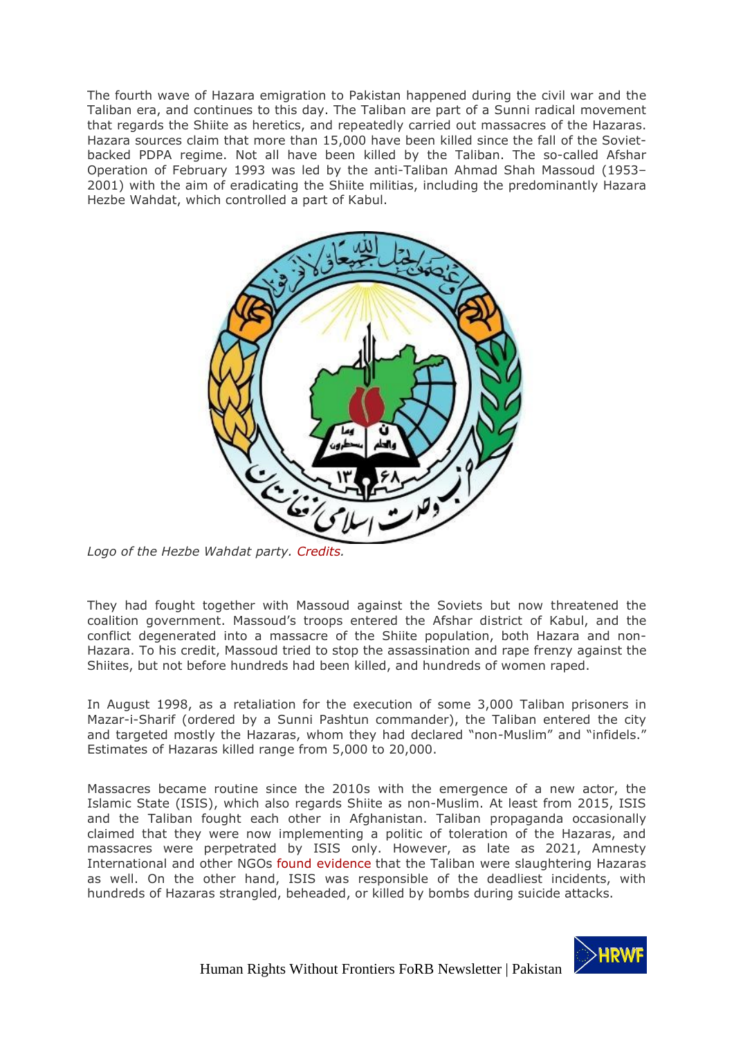The fourth wave of Hazara emigration to Pakistan happened during the civil war and the Taliban era, and continues to this day. The Taliban are part of a Sunni radical movement that regards the Shiite as heretics, and repeatedly carried out massacres of the Hazaras. Hazara sources claim that more than 15,000 have been killed since the fall of the Soviet-backed PDPA regime. Not all have been killed by the Taliban. The so-called Afshar Operation of February 1993 was led by the anti-Taliban Ahmad Shah Massoud (1953–2001) with the aim of eradicating the Shiite militias, including the predominantly Hazara Hezbe Wahdat, which controlled a part of Kabul.

*Logo of the Hezbe Wahdat party. Credits.*

They had fought together with Massoud against the Soviets but now threatened the coalition government. Massoud's troops entered the Afshar district of Kabul, and the conflict degenerated into a massacre of the Shiite population, both Hazara and non-Hazara. To his credit, Massoud tried to stop the assassination and rape frenzy against the Shiites, but not before hundreds had been killed, and hundreds of women raped.

In August 1998, as a retaliation for the execution of some 3,000 Taliban prisoners in Mazar-i-Sharif (ordered by a Sunni Pashtun commander), the Taliban entered the city and targeted mostly the Hazaras, whom they had declared "non-Muslim" and "infidels." Estimates of Hazaras killed range from 5,000 to 20,000.

Massacres became routine since the 2010s with the emergence of a new actor, the Islamic State (ISIS), which also regards Shiite as non-Muslim. At least from 2015, ISIS and the Taliban fought each other in Afghanistan. Taliban propaganda occasionally claimed that they were now implementing a politic of toleration of the Hazaras, and massacres were perpetrated by ISIS only. However, as late as 2021, Amnesty International and other NGOs found evidence that the Taliban were slaughtering Hazaras as well. On the other hand, ISIS was responsible of the deadliest incidents, with hundreds of Hazaras strangled, beheaded, or killed by bombs during suicide attacks.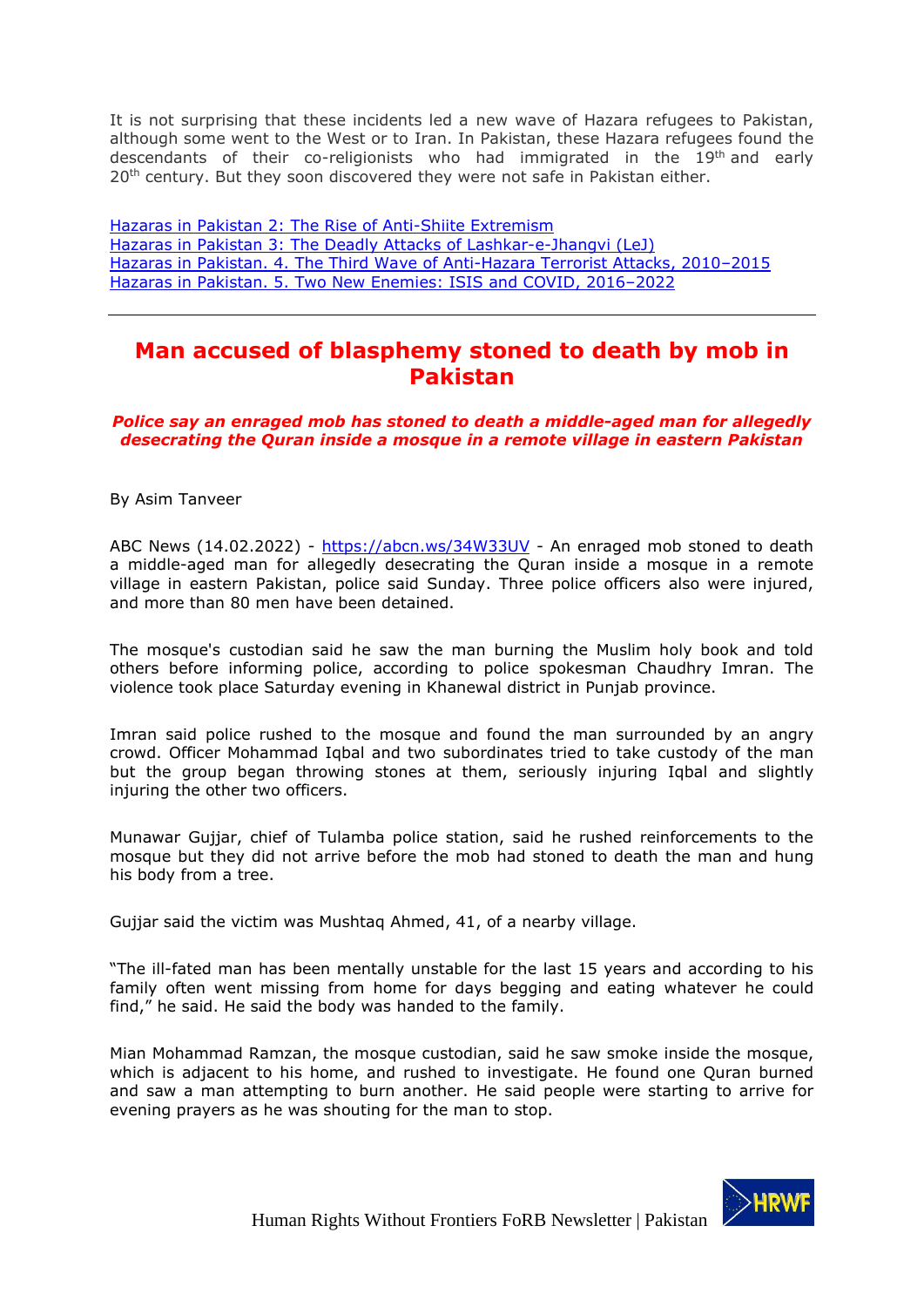It is not surprising that these incidents led a new wave of Hazara refugees to Pakistan, although some went to the West or to Iran. In Pakistan, these Hazara refugees found the descendants of their co-religionists who had immigrated in the 19th and early 20th century. But they soon discovered they were not safe in Pakistan either.

Hazaras in Pakistan 2: The Rise of Anti-Shiite Extremism
Hazaras in Pakistan 3: The Deadly Attacks of Lashkar-e-Jhangvi (LeJ)
Hazaras in Pakistan. 4. The Third Wave of Anti-Hazara Terrorist Attacks, 2010–2015
Hazaras in Pakistan. 5. Two New Enemies: ISIS and COVID, 2016–2022

---

## Man accused of blasphemy stoned to death by mob in Pakistan

***Police say an enraged mob has stoned to death a middle-aged man for allegedly desecrating the Quran inside a mosque in a remote village in eastern Pakistan***

By Asim Tanveer

ABC News (14.02.2022) - https://abcn.ws/34W33UV - An enraged mob stoned to death a middle-aged man for allegedly desecrating the Quran inside a mosque in a remote village in eastern Pakistan, police said Sunday. Three police officers also were injured, and more than 80 men have been detained.

The mosque's custodian said he saw the man burning the Muslim holy book and told others before informing police, according to police spokesman Chaudhry Imran. The violence took place Saturday evening in Khanewal district in Punjab province.

Imran said police rushed to the mosque and found the man surrounded by an angry crowd. Officer Mohammad Iqbal and two subordinates tried to take custody of the man but the group began throwing stones at them, seriously injuring Iqbal and slightly injuring the other two officers.

Munawar Gujjar, chief of Tulamba police station, said he rushed reinforcements to the mosque but they did not arrive before the mob had stoned to death the man and hung his body from a tree.

Gujjar said the victim was Mushtaq Ahmed, 41, of a nearby village.

"The ill-fated man has been mentally unstable for the last 15 years and according to his family often went missing from home for days begging and eating whatever he could find," he said. He said the body was handed to the family.

Mian Mohammad Ramzan, the mosque custodian, said he saw smoke inside the mosque, which is adjacent to his home, and rushed to investigate. He found one Quran burned and saw a man attempting to burn another. He said people were starting to arrive for evening prayers as he was shouting for the man to stop.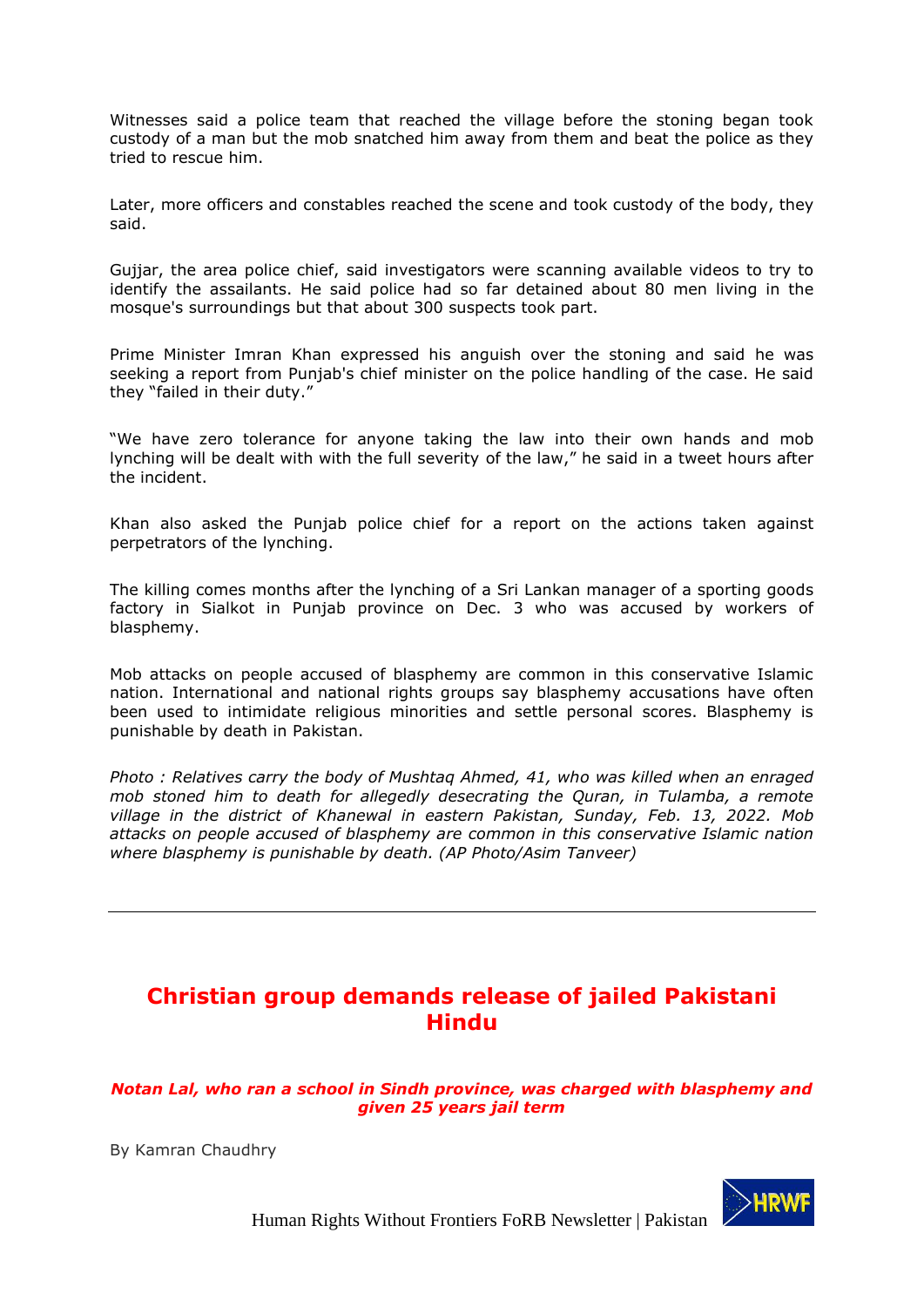Witnesses said a police team that reached the village before the stoning began took custody of a man but the mob snatched him away from them and beat the police as they tried to rescue him.

Later, more officers and constables reached the scene and took custody of the body, they said.

Gujjar, the area police chief, said investigators were scanning available videos to try to identify the assailants. He said police had so far detained about 80 men living in the mosque's surroundings but that about 300 suspects took part.

Prime Minister Imran Khan expressed his anguish over the stoning and said he was seeking a report from Punjab's chief minister on the police handling of the case. He said they "failed in their duty."

"We have zero tolerance for anyone taking the law into their own hands and mob lynching will be dealt with with the full severity of the law," he said in a tweet hours after the incident.

Khan also asked the Punjab police chief for a report on the actions taken against perpetrators of the lynching.

The killing comes months after the lynching of a Sri Lankan manager of a sporting goods factory in Sialkot in Punjab province on Dec. 3 who was accused by workers of blasphemy.

Mob attacks on people accused of blasphemy are common in this conservative Islamic nation. International and national rights groups say blasphemy accusations have often been used to intimidate religious minorities and settle personal scores. Blasphemy is punishable by death in Pakistan.

*Photo : Relatives carry the body of Mushtaq Ahmed, 41, who was killed when an enraged mob stoned him to death for allegedly desecrating the Quran, in Tulamba, a remote village in the district of Khanewal in eastern Pakistan, Sunday, Feb. 13, 2022. Mob attacks on people accused of blasphemy are common in this conservative Islamic nation where blasphemy is punishable by death. (AP Photo/Asim Tanveer)*

---

## Christian group demands release of jailed Pakistani Hindu

***Notan Lal, who ran a school in Sindh province, was charged with blasphemy and given 25 years jail term***

By Kamran Chaudhry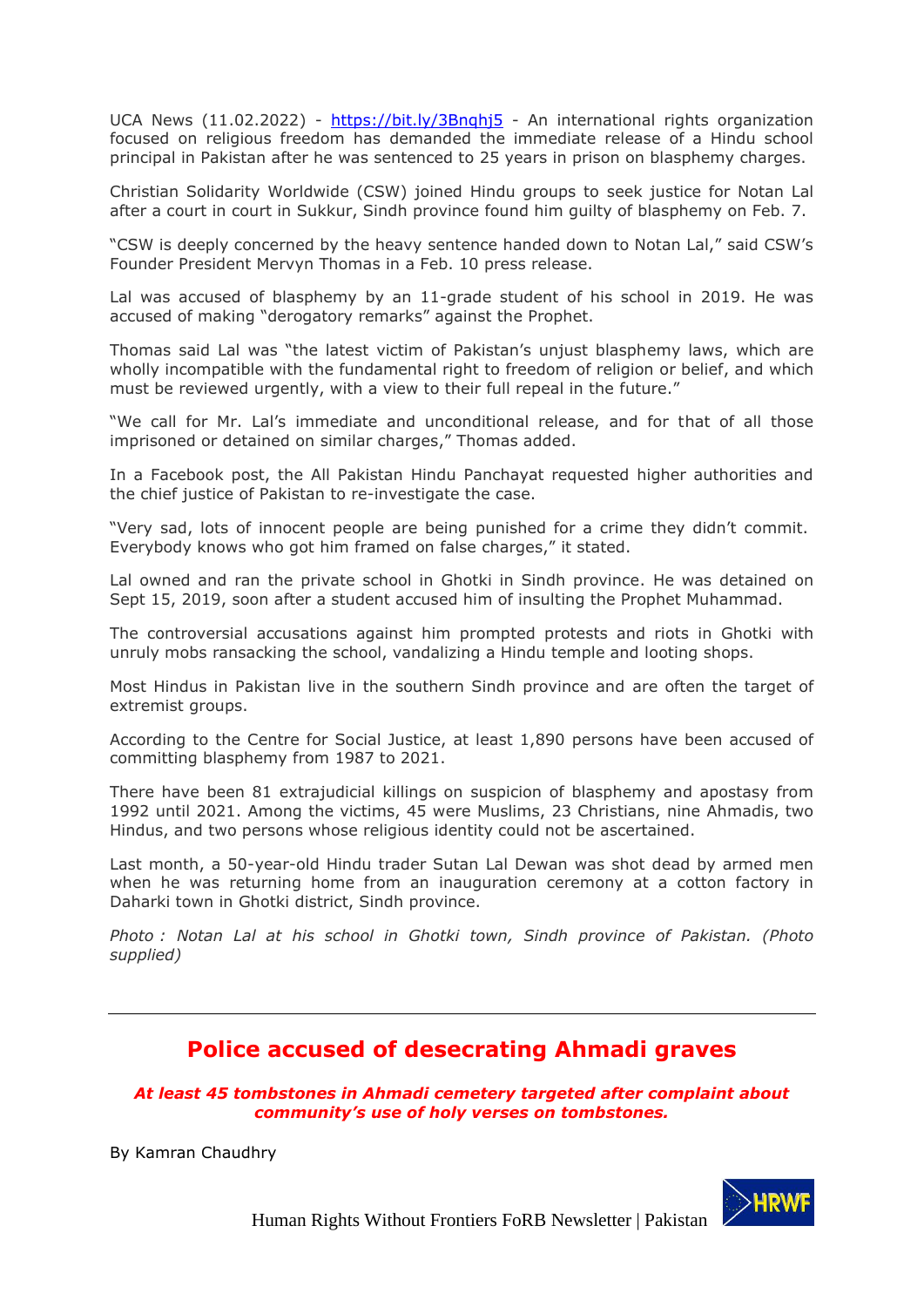UCA News (11.02.2022) - https://bit.ly/3Bnqhj5 - An international rights organization focused on religious freedom has demanded the immediate release of a Hindu school principal in Pakistan after he was sentenced to 25 years in prison on blasphemy charges.

Christian Solidarity Worldwide (CSW) joined Hindu groups to seek justice for Notan Lal after a court in court in Sukkur, Sindh province found him guilty of blasphemy on Feb. 7.

"CSW is deeply concerned by the heavy sentence handed down to Notan Lal," said CSW's Founder President Mervyn Thomas in a Feb. 10 press release.

Lal was accused of blasphemy by an 11-grade student of his school in 2019. He was accused of making "derogatory remarks" against the Prophet.

Thomas said Lal was "the latest victim of Pakistan's unjust blasphemy laws, which are wholly incompatible with the fundamental right to freedom of religion or belief, and which must be reviewed urgently, with a view to their full repeal in the future."

"We call for Mr. Lal's immediate and unconditional release, and for that of all those imprisoned or detained on similar charges," Thomas added.

In a Facebook post, the All Pakistan Hindu Panchayat requested higher authorities and the chief justice of Pakistan to re-investigate the case.

"Very sad, lots of innocent people are being punished for a crime they didn't commit. Everybody knows who got him framed on false charges," it stated.

Lal owned and ran the private school in Ghotki in Sindh province. He was detained on Sept 15, 2019, soon after a student accused him of insulting the Prophet Muhammad.

The controversial accusations against him prompted protests and riots in Ghotki with unruly mobs ransacking the school, vandalizing a Hindu temple and looting shops.

Most Hindus in Pakistan live in the southern Sindh province and are often the target of extremist groups.

According to the Centre for Social Justice, at least 1,890 persons have been accused of committing blasphemy from 1987 to 2021.

There have been 81 extrajudicial killings on suspicion of blasphemy and apostasy from 1992 until 2021. Among the victims, 45 were Muslims, 23 Christians, nine Ahmadis, two Hindus, and two persons whose religious identity could not be ascertained.

Last month, a 50-year-old Hindu trader Sutan Lal Dewan was shot dead by armed men when he was returning home from an inauguration ceremony at a cotton factory in Daharki town in Ghotki district, Sindh province.

*Photo : Notan Lal at his school in Ghotki town, Sindh province of Pakistan. (Photo supplied)*

---

## Police accused of desecrating Ahmadi graves

***At least 45 tombstones in Ahmadi cemetery targeted after complaint about community's use of holy verses on tombstones.***

By Kamran Chaudhry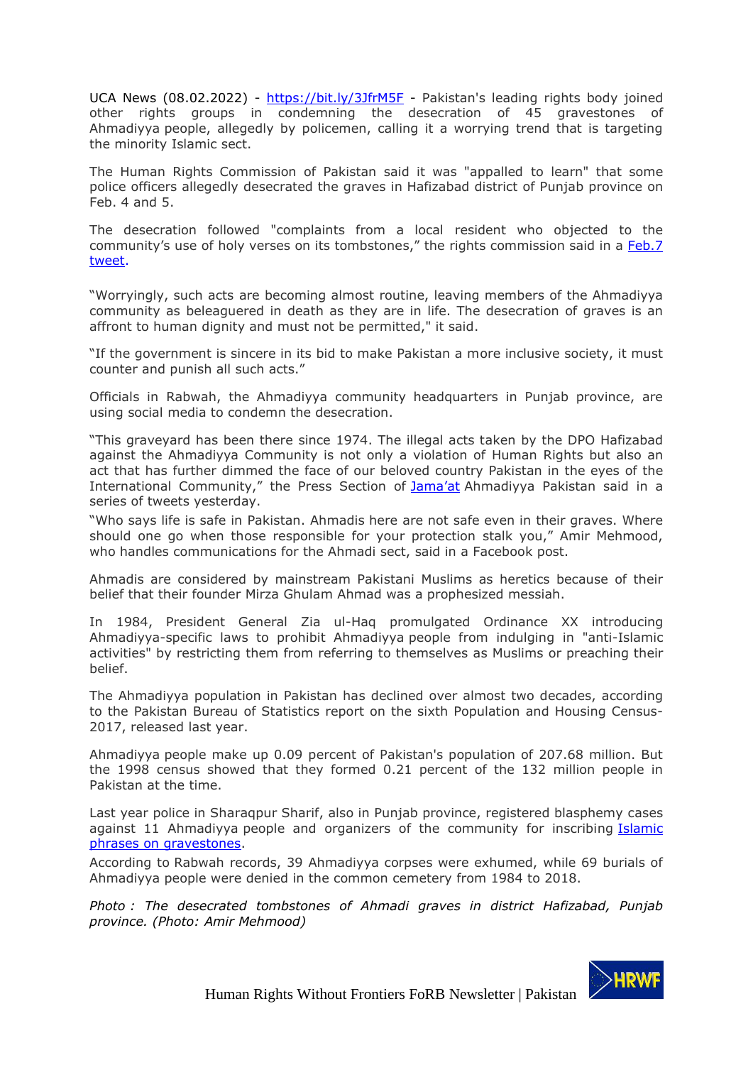UCA News (08.02.2022) - [https://bit.ly/3JfrM5F](https://bit.ly/3JfrM5F) - Pakistan's leading rights body joined other rights groups in condemning the desecration of 45 gravestones of Ahmadiyya people, allegedly by policemen, calling it a worrying trend that is targeting the minority Islamic sect.

The Human Rights Commission of Pakistan said it was "appalled to learn" that some police officers allegedly desecrated the graves in Hafizabad district of Punjab province on Feb. 4 and 5.

The desecration followed "complaints from a local resident who objected to the community's use of holy verses on its tombstones," the rights commission said in a [Feb.7 tweet](#).

"Worryingly, such acts are becoming almost routine, leaving members of the Ahmadiyya community as beleaguered in death as they are in life. The desecration of graves is an affront to human dignity and must not be permitted," it said.

"If the government is sincere in its bid to make Pakistan a more inclusive society, it must counter and punish all such acts."

Officials in Rabwah, the Ahmadiyya community headquarters in Punjab province, are using social media to condemn the desecration.

"This graveyard has been there since 1974. The illegal acts taken by the DPO Hafizabad against the Ahmadiyya Community is not only a violation of Human Rights but also an act that has further dimmed the face of our beloved country Pakistan in the eyes of the International Community," the Press Section of [Jama'at](#) Ahmadiyya Pakistan said in a series of tweets yesterday.

"Who says life is safe in Pakistan. Ahmadis here are not safe even in their graves. Where should one go when those responsible for your protection stalk you," Amir Mehmood, who handles communications for the Ahmadi sect, said in a Facebook post.

Ahmadis are considered by mainstream Pakistani Muslims as heretics because of their belief that their founder Mirza Ghulam Ahmad was a prophesized messiah.

In 1984, President General Zia ul-Haq promulgated Ordinance XX introducing Ahmadiyya-specific laws to prohibit Ahmadiyya people from indulging in "anti-Islamic activities" by restricting them from referring to themselves as Muslims or preaching their belief.

The Ahmadiyya population in Pakistan has declined over almost two decades, according to the Pakistan Bureau of Statistics report on the sixth Population and Housing Census-2017, released last year.

Ahmadiyya people make up 0.09 percent of Pakistan's population of 207.68 million. But the 1998 census showed that they formed 0.21 percent of the 132 million people in Pakistan at the time.

Last year police in Sharaqpur Sharif, also in Punjab province, registered blasphemy cases against 11 Ahmadiyya people and organizers of the community for inscribing [Islamic phrases on gravestones](#).

According to Rabwah records, 39 Ahmadiyya corpses were exhumed, while 69 burials of Ahmadiyya people were denied in the common cemetery from 1984 to 2018.

*Photo : The desecrated tombstones of Ahmadi graves in district Hafizabad, Punjab province. (Photo: Amir Mehmood)*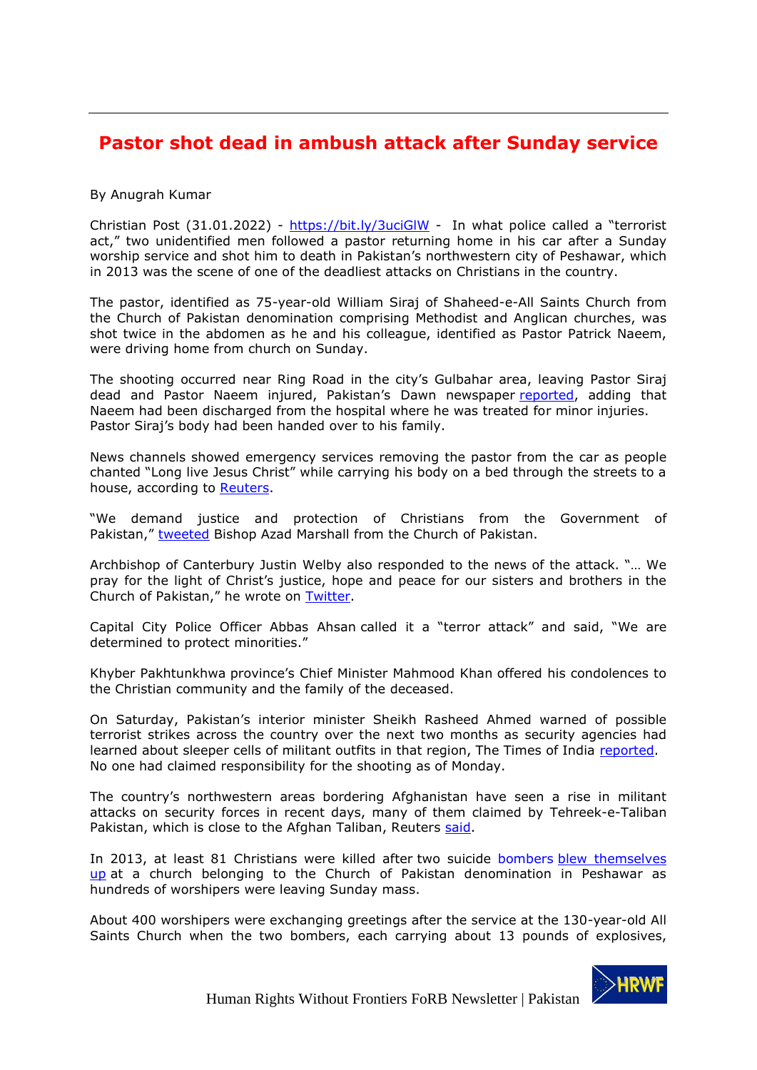## Pastor shot dead in ambush attack after Sunday service

By Anugrah Kumar

Christian Post (31.01.2022) - https://bit.ly/3uciGlW - In what police called a "terrorist act," two unidentified men followed a pastor returning home in his car after a Sunday worship service and shot him to death in Pakistan's northwestern city of Peshawar, which in 2013 was the scene of one of the deadliest attacks on Christians in the country.

The pastor, identified as 75-year-old William Siraj of Shaheed-e-All Saints Church from the Church of Pakistan denomination comprising Methodist and Anglican churches, was shot twice in the abdomen as he and his colleague, identified as Pastor Patrick Naeem, were driving home from church on Sunday.

The shooting occurred near Ring Road in the city's Gulbahar area, leaving Pastor Siraj dead and Pastor Naeem injured, Pakistan's Dawn newspaper reported, adding that Naeem had been discharged from the hospital where he was treated for minor injuries. Pastor Siraj's body had been handed over to his family.

News channels showed emergency services removing the pastor from the car as people chanted "Long live Jesus Christ" while carrying his body on a bed through the streets to a house, according to Reuters.

"We demand justice and protection of Christians from the Government of Pakistan," tweeted Bishop Azad Marshall from the Church of Pakistan.

Archbishop of Canterbury Justin Welby also responded to the news of the attack. "… We pray for the light of Christ's justice, hope and peace for our sisters and brothers in the Church of Pakistan," he wrote on Twitter.

Capital City Police Officer Abbas Ahsan called it a "terror attack" and said, "We are determined to protect minorities."

Khyber Pakhtunkhwa province's Chief Minister Mahmood Khan offered his condolences to the Christian community and the family of the deceased.

On Saturday, Pakistan's interior minister Sheikh Rasheed Ahmed warned of possible terrorist strikes across the country over the next two months as security agencies had learned about sleeper cells of militant outfits in that region, The Times of India reported. No one had claimed responsibility for the shooting as of Monday.

The country's northwestern areas bordering Afghanistan have seen a rise in militant attacks on security forces in recent days, many of them claimed by Tehreek-e-Taliban Pakistan, which is close to the Afghan Taliban, Reuters said.

In 2013, at least 81 Christians were killed after two suicide bombers blew themselves up at a church belonging to the Church of Pakistan denomination in Peshawar as hundreds of worshipers were leaving Sunday mass.

About 400 worshipers were exchanging greetings after the service at the 130-year-old All Saints Church when the two bombers, each carrying about 13 pounds of explosives,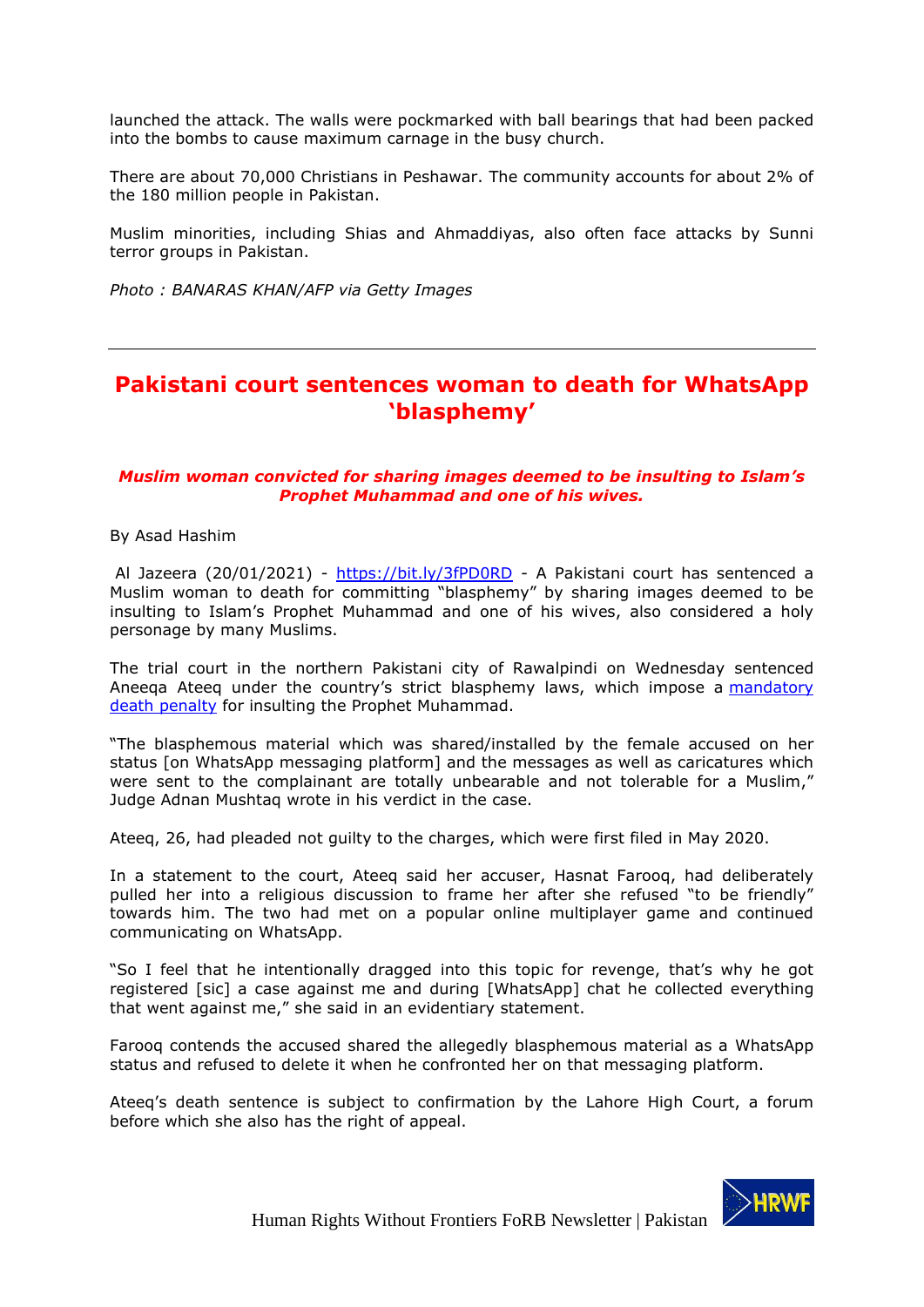launched the attack. The walls were pockmarked with ball bearings that had been packed into the bombs to cause maximum carnage in the busy church.

There are about 70,000 Christians in Peshawar. The community accounts for about 2% of the 180 million people in Pakistan.

Muslim minorities, including Shias and Ahmadiyas, also often face attacks by Sunni terror groups in Pakistan.

*Photo : BANARAS KHAN/AFP via Getty Images*

---

## Pakistani court sentences woman to death for WhatsApp 'blasphemy'

***Muslim woman convicted for sharing images deemed to be insulting to Islam's Prophet Muhammad and one of his wives.***

By Asad Hashim

Al Jazeera (20/01/2021) - https://bit.ly/3fPD0RD - A Pakistani court has sentenced a Muslim woman to death for committing "blasphemy" by sharing images deemed to be insulting to Islam's Prophet Muhammad and one of his wives, also considered a holy personage by many Muslims.

The trial court in the northern Pakistani city of Rawalpindi on Wednesday sentenced Aneeqa Ateeq under the country's strict blasphemy laws, which impose a mandatory death penalty for insulting the Prophet Muhammad.

"The blasphemous material which was shared/installed by the female accused on her status [on WhatsApp messaging platform] and the messages as well as caricatures which were sent to the complainant are totally unbearable and not tolerable for a Muslim," Judge Adnan Mushtaq wrote in his verdict in the case.

Ateeq, 26, had pleaded not guilty to the charges, which were first filed in May 2020.

In a statement to the court, Ateeq said her accuser, Hasnat Farooq, had deliberately pulled her into a religious discussion to frame her after she refused "to be friendly" towards him. The two had met on a popular online multiplayer game and continued communicating on WhatsApp.

"So I feel that he intentionally dragged into this topic for revenge, that's why he got registered [sic] a case against me and during [WhatsApp] chat he collected everything that went against me," she said in an evidentiary statement.

Farooq contends the accused shared the allegedly blasphemous material as a WhatsApp status and refused to delete it when he confronted her on that messaging platform.

Ateeq's death sentence is subject to confirmation by the Lahore High Court, a forum before which she also has the right of appeal.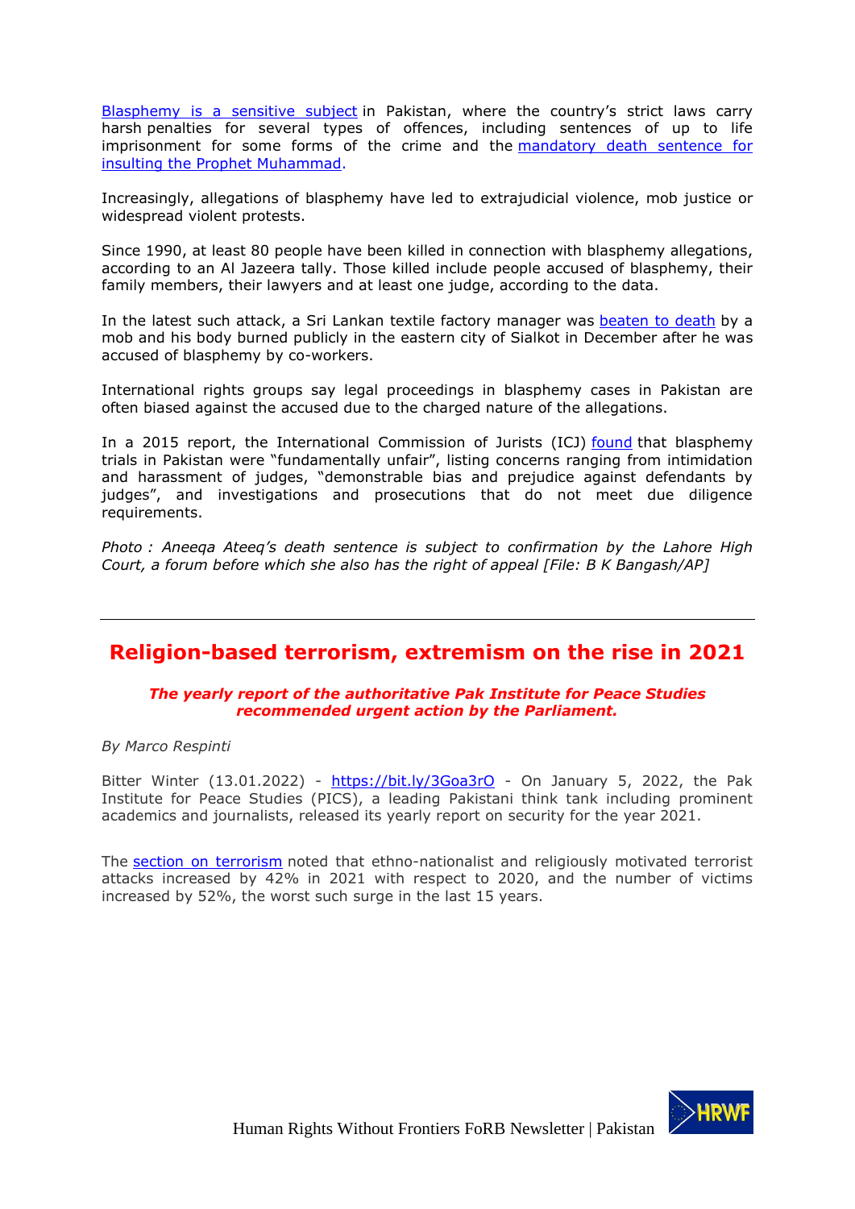Blasphemy is a sensitive subject in Pakistan, where the country's strict laws carry harsh penalties for several types of offences, including sentences of up to life imprisonment for some forms of the crime and the mandatory death sentence for insulting the Prophet Muhammad.

Increasingly, allegations of blasphemy have led to extrajudicial violence, mob justice or widespread violent protests.

Since 1990, at least 80 people have been killed in connection with blasphemy allegations, according to an Al Jazeera tally. Those killed include people accused of blasphemy, their family members, their lawyers and at least one judge, according to the data.

In the latest such attack, a Sri Lankan textile factory manager was beaten to death by a mob and his body burned publicly in the eastern city of Sialkot in December after he was accused of blasphemy by co-workers.

International rights groups say legal proceedings in blasphemy cases in Pakistan are often biased against the accused due to the charged nature of the allegations.

In a 2015 report, the International Commission of Jurists (ICJ) found that blasphemy trials in Pakistan were "fundamentally unfair", listing concerns ranging from intimidation and harassment of judges, "demonstrable bias and prejudice against defendants by judges", and investigations and prosecutions that do not meet due diligence requirements.

*Photo : Aneeqa Ateeq's death sentence is subject to confirmation by the Lahore High Court, a forum before which she also has the right of appeal [File: B K Bangash/AP]*

---

## Religion-based terrorism, extremism on the rise in 2021

***The yearly report of the authoritative Pak Institute for Peace Studies recommended urgent action by the Parliament.***

*By Marco Respinti*

Bitter Winter (13.01.2022) - https://bit.ly/3Goa3rO - On January 5, 2022, the Pak Institute for Peace Studies (PICS), a leading Pakistani think tank including prominent academics and journalists, released its yearly report on security for the year 2021.

The section on terrorism noted that ethno-nationalist and religiously motivated terrorist attacks increased by 42% in 2021 with respect to 2020, and the number of victims increased by 52%, the worst such surge in the last 15 years.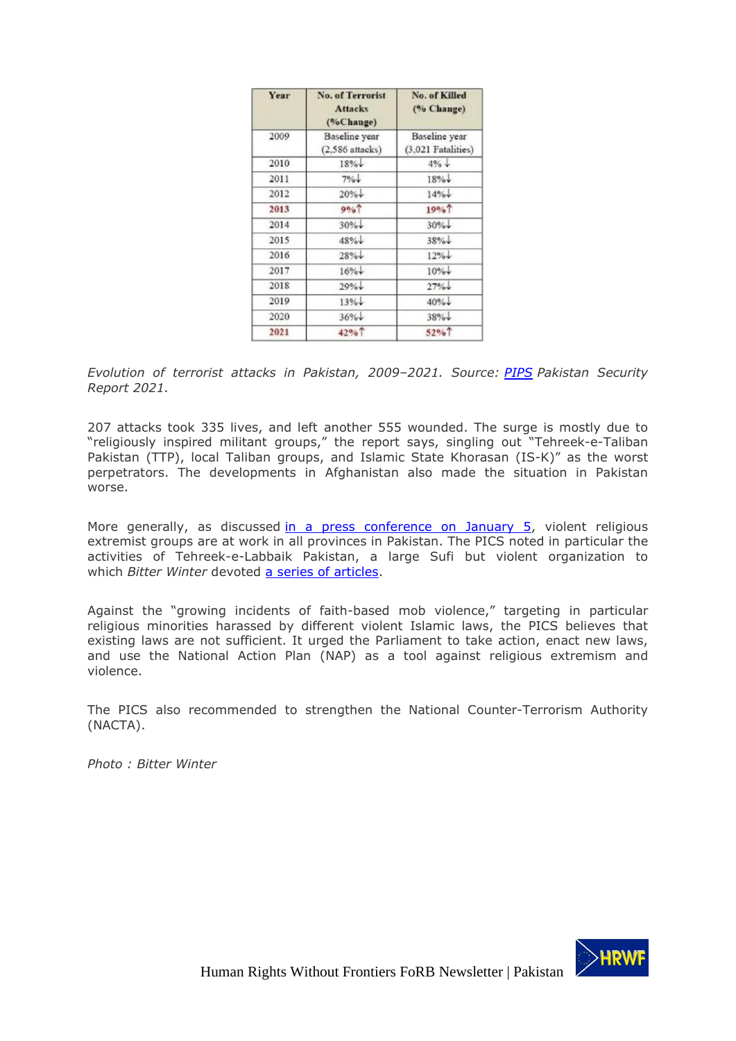| Year | No. of Terrorist Attacks (%Change) | No. of Killed (% Change) |
|---|---|---|
| 2009 | Baseline year (2,586 attacks) | Baseline year (3,021 Fatalities) |
| 2010 | 18%↓ | 4%↓ |
| 2011 | 7%↓ | 18%↓ |
| 2012 | 20%↓ | 14%↓ |
| 2013 | 9%↑ | 19%↑ |
| 2014 | 30%↓ | 30%↓ |
| 2015 | 48%↓ | 38%↓ |
| 2016 | 28%↓ | 12%↓ |
| 2017 | 16%↓ | 10%↓ |
| 2018 | 29%↓ | 27%↓ |
| 2019 | 13%↓ | 40%↓ |
| 2020 | 36%↓ | 38%↓ |
| 2021 | 42%↑ | 52%↑ |

*Evolution of terrorist attacks in Pakistan, 2009–2021. Source: PIPS Pakistan Security Report 2021.*

207 attacks took 335 lives, and left another 555 wounded. The surge is mostly due to "religiously inspired militant groups," the report says, singling out "Tehreek-e-Taliban Pakistan (TTP), local Taliban groups, and Islamic State Khorasan (IS-K)" as the worst perpetrators. The developments in Afghanistan also made the situation in Pakistan worse.

More generally, as discussed in a press conference on January 5, violent religious extremist groups are at work in all provinces in Pakistan. The PICS noted in particular the activities of Tehreek-e-Labbaik Pakistan, a large Sufi but violent organization to which *Bitter Winter* devoted a series of articles.

Against the "growing incidents of faith-based mob violence," targeting in particular religious minorities harassed by different violent Islamic laws, the PICS believes that existing laws are not sufficient. It urged the Parliament to take action, enact new laws, and use the National Action Plan (NAP) as a tool against religious extremism and violence.

The PICS also recommended to strengthen the National Counter-Terrorism Authority (NACTA).

*Photo : Bitter Winter*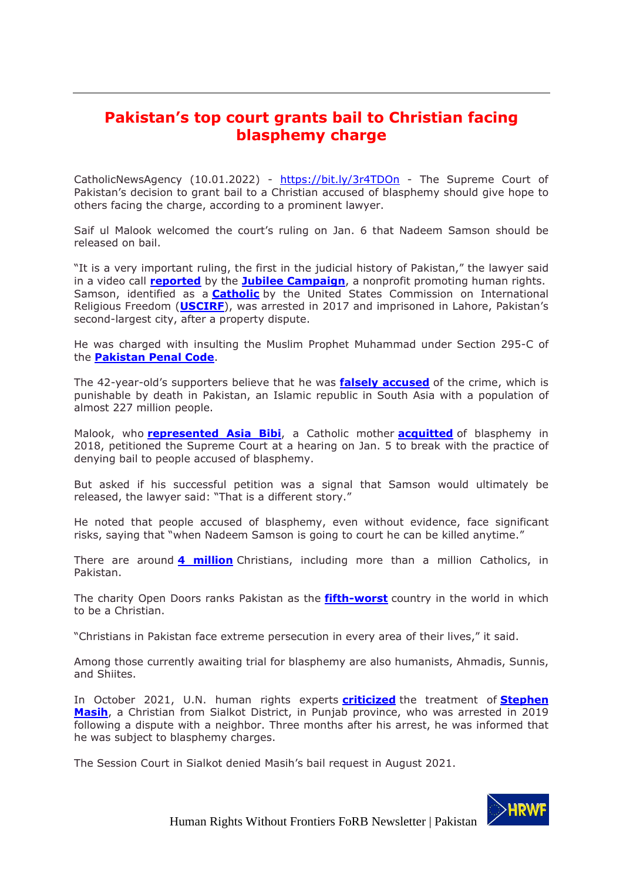# Pakistan's top court grants bail to Christian facing blasphemy charge

CatholicNewsAgency (10.01.2022) - https://bit.ly/3r4TDOn - The Supreme Court of Pakistan's decision to grant bail to a Christian accused of blasphemy should give hope to others facing the charge, according to a prominent lawyer.

Saif ul Malook welcomed the court's ruling on Jan. 6 that Nadeem Samson should be released on bail.

"It is a very important ruling, the first in the judicial history of Pakistan," the lawyer said in a video call **reported** by the **Jubilee Campaign**, a nonprofit promoting human rights. Samson, identified as a **Catholic** by the United States Commission on International Religious Freedom (**USCIRF**), was arrested in 2017 and imprisoned in Lahore, Pakistan's second-largest city, after a property dispute.

He was charged with insulting the Muslim Prophet Muhammad under Section 295-C of the **Pakistan Penal Code**.

The 42-year-old's supporters believe that he was **falsely accused** of the crime, which is punishable by death in Pakistan, an Islamic republic in South Asia with a population of almost 227 million people.

Malook, who **represented Asia Bibi**, a Catholic mother **acquitted** of blasphemy in 2018, petitioned the Supreme Court at a hearing on Jan. 5 to break with the practice of denying bail to people accused of blasphemy.

But asked if his successful petition was a signal that Samson would ultimately be released, the lawyer said: "That is a different story."

He noted that people accused of blasphemy, even without evidence, face significant risks, saying that "when Nadeem Samson is going to court he can be killed anytime."

There are around **4 million** Christians, including more than a million Catholics, in Pakistan.

The charity Open Doors ranks Pakistan as the **fifth-worst** country in the world in which to be a Christian.

"Christians in Pakistan face extreme persecution in every area of their lives," it said.

Among those currently awaiting trial for blasphemy are also humanists, Ahmadis, Sunnis, and Shiites.

In October 2021, U.N. human rights experts **criticized** the treatment of **Stephen Masih**, a Christian from Sialkot District, in Punjab province, who was arrested in 2019 following a dispute with a neighbor. Three months after his arrest, he was informed that he was subject to blasphemy charges.

The Session Court in Sialkot denied Masih's bail request in August 2021.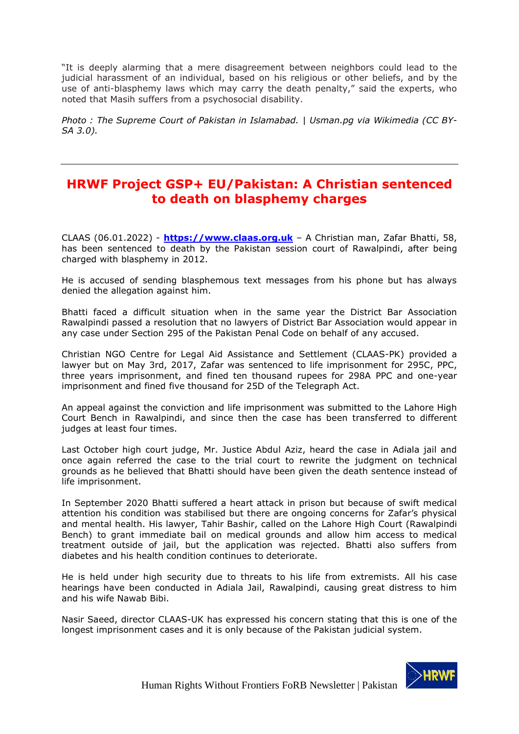"It is deeply alarming that a mere disagreement between neighbors could lead to the judicial harassment of an individual, based on his religious or other beliefs, and by the use of anti-blasphemy laws which may carry the death penalty," said the experts, who noted that Masih suffers from a psychosocial disability.

*Photo : The Supreme Court of Pakistan in Islamabad. | Usman.pg via Wikimedia (CC BY-SA 3.0).*

---

## HRWF Project GSP+ EU/Pakistan: A Christian sentenced to death on blasphemy charges

CLAAS (06.01.2022) - **https://www.claas.org.uk** – A Christian man, Zafar Bhatti, 58, has been sentenced to death by the Pakistan session court of Rawalpindi, after being charged with blasphemy in 2012.

He is accused of sending blasphemous text messages from his phone but has always denied the allegation against him.

Bhatti faced a difficult situation when in the same year the District Bar Association Rawalpindi passed a resolution that no lawyers of District Bar Association would appear in any case under Section 295 of the Pakistan Penal Code on behalf of any accused.

Christian NGO Centre for Legal Aid Assistance and Settlement (CLAAS-PK) provided a lawyer but on May 3rd, 2017, Zafar was sentenced to life imprisonment for 295C, PPC, three years imprisonment, and fined ten thousand rupees for 298A PPC and one-year imprisonment and fined five thousand for 25D of the Telegraph Act.

An appeal against the conviction and life imprisonment was submitted to the Lahore High Court Bench in Rawalpindi, and since then the case has been transferred to different judges at least four times.

Last October high court judge, Mr. Justice Abdul Aziz, heard the case in Adiala jail and once again referred the case to the trial court to rewrite the judgment on technical grounds as he believed that Bhatti should have been given the death sentence instead of life imprisonment.

In September 2020 Bhatti suffered a heart attack in prison but because of swift medical attention his condition was stabilised but there are ongoing concerns for Zafar's physical and mental health. His lawyer, Tahir Bashir, called on the Lahore High Court (Rawalpindi Bench) to grant immediate bail on medical grounds and allow him access to medical treatment outside of jail, but the application was rejected. Bhatti also suffers from diabetes and his health condition continues to deteriorate.

He is held under high security due to threats to his life from extremists. All his case hearings have been conducted in Adiala Jail, Rawalpindi, causing great distress to him and his wife Nawab Bibi.

Nasir Saeed, director CLAAS-UK has expressed his concern stating that this is one of the longest imprisonment cases and it is only because of the Pakistan judicial system.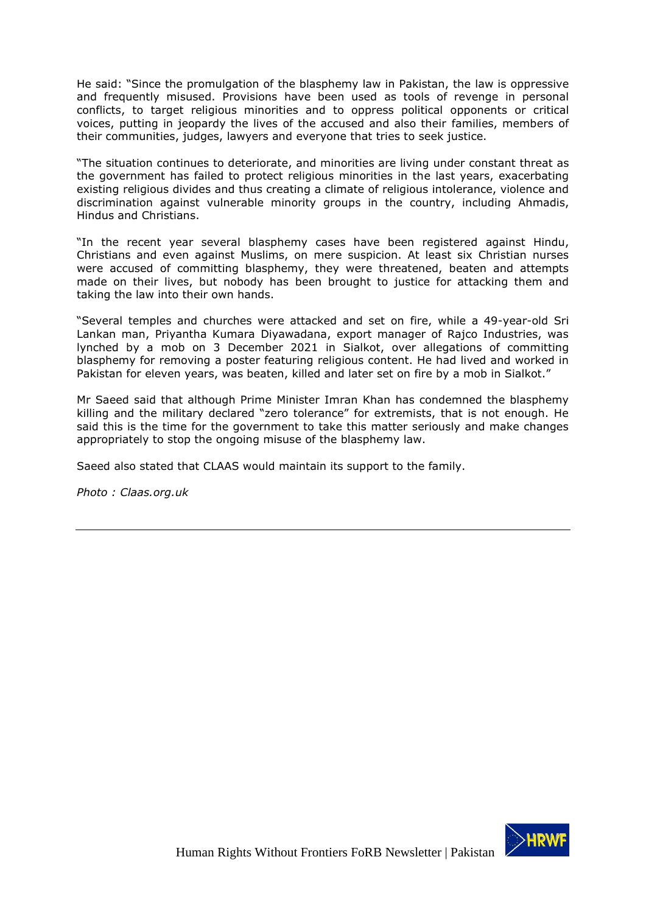He said: "Since the promulgation of the blasphemy law in Pakistan, the law is oppressive and frequently misused. Provisions have been used as tools of revenge in personal conflicts, to target religious minorities and to oppress political opponents or critical voices, putting in jeopardy the lives of the accused and also their families, members of their communities, judges, lawyers and everyone that tries to seek justice.

"The situation continues to deteriorate, and minorities are living under constant threat as the government has failed to protect religious minorities in the last years, exacerbating existing religious divides and thus creating a climate of religious intolerance, violence and discrimination against vulnerable minority groups in the country, including Ahmadis, Hindus and Christians.

"In the recent year several blasphemy cases have been registered against Hindu, Christians and even against Muslims, on mere suspicion. At least six Christian nurses were accused of committing blasphemy, they were threatened, beaten and attempts made on their lives, but nobody has been brought to justice for attacking them and taking the law into their own hands.

"Several temples and churches were attacked and set on fire, while a 49-year-old Sri Lankan man, Priyantha Kumara Diyawadana, export manager of Rajco Industries, was lynched by a mob on 3 December 2021 in Sialkot, over allegations of committing blasphemy for removing a poster featuring religious content. He had lived and worked in Pakistan for eleven years, was beaten, killed and later set on fire by a mob in Sialkot."

Mr Saeed said that although Prime Minister Imran Khan has condemned the blasphemy killing and the military declared "zero tolerance" for extremists, that is not enough. He said this is the time for the government to take this matter seriously and make changes appropriately to stop the ongoing misuse of the blasphemy law.

Saeed also stated that CLAAS would maintain its support to the family.

*Photo : Claas.org.uk*

---